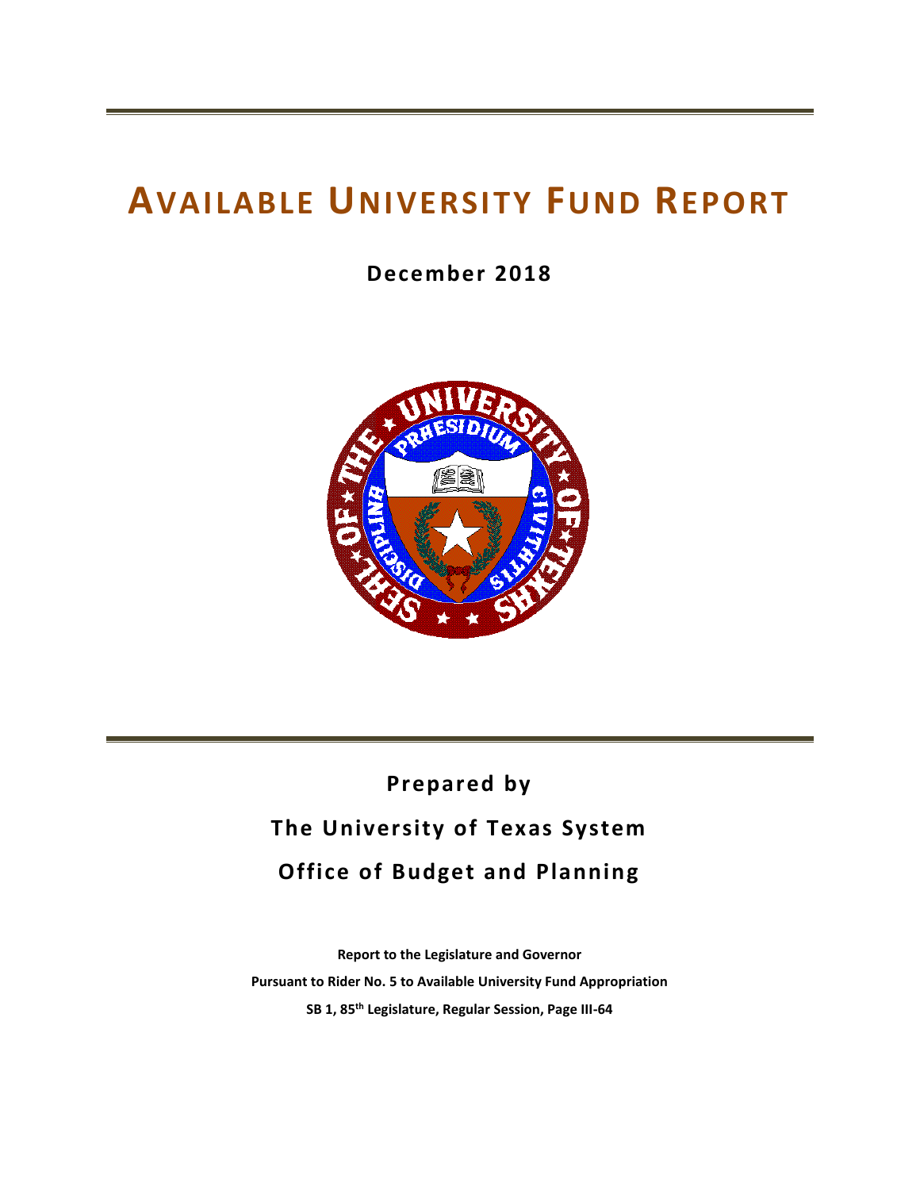# AVAILABLE UNIVERSITY FUND REPORT

**December 2018**

**Prepared by**

**The University of Texas System**

**Office of Budget and Planning**

**Report to the Legislature and Governor**

**Pursuant to Rider No. 5 to Available University Fund Appropriation**

**SB 1, 85th Legislature, Regular Session, Page III-64**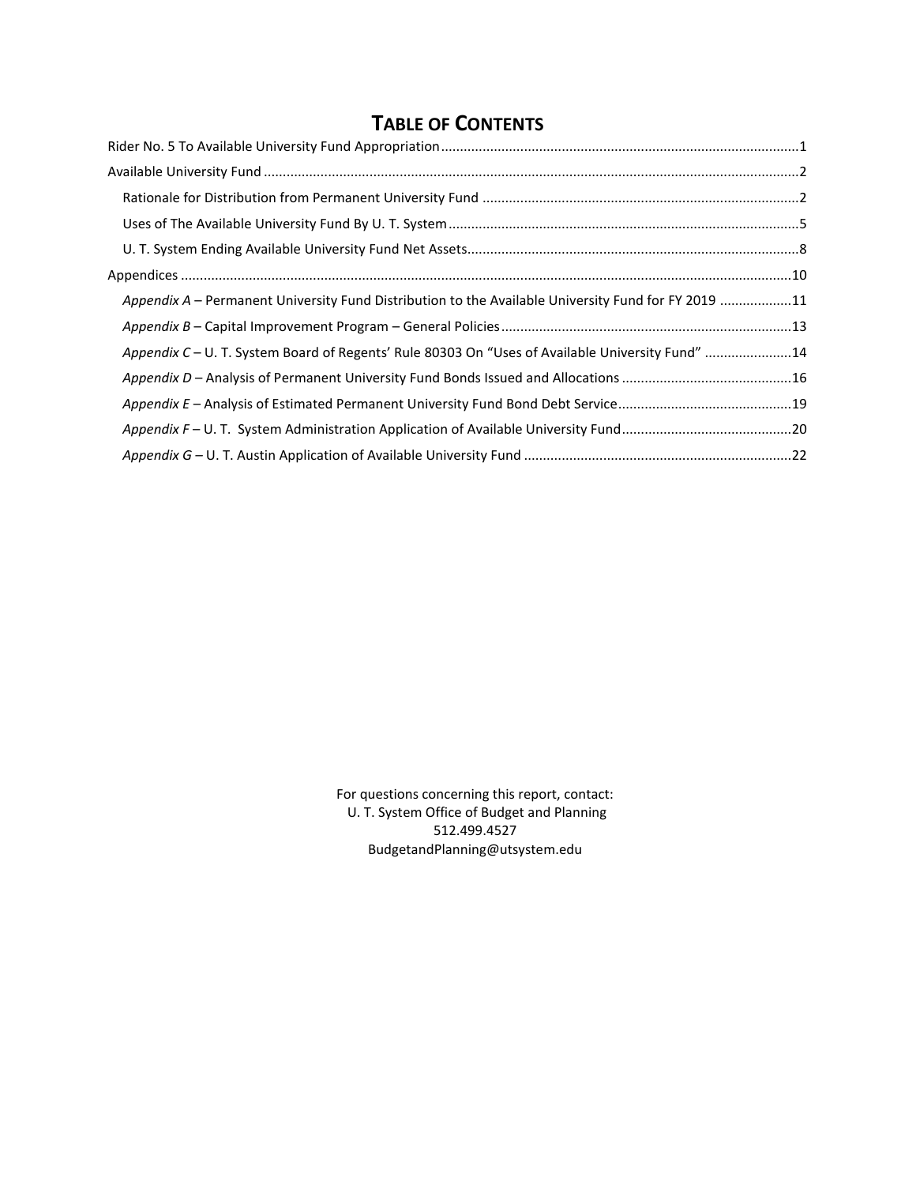# TABLE OF CONTENTS

Rider No. 5 To Available University Fund Appropriation .......... 1

Available University Fund .......... 2

- Rationale for Distribution from Permanent University Fund .......... 2
- Uses of The Available University Fund By U. T. System .......... 5
- U. T. System Ending Available University Fund Net Assets .......... 8

Appendices .......... 10

- *Appendix A* – Permanent University Fund Distribution to the Available University Fund for FY 2019 .......... 11
- *Appendix B* – Capital Improvement Program – General Policies .......... 13
- *Appendix C* – U. T. System Board of Regents' Rule 80303 On "Uses of Available University Fund" .......... 14
- *Appendix D* – Analysis of Permanent University Fund Bonds Issued and Allocations .......... 16
- *Appendix E* – Analysis of Estimated Permanent University Fund Bond Debt Service .......... 19
- *Appendix F* – U. T. System Administration Application of Available University Fund .......... 20
- *Appendix G* – U. T. Austin Application of Available University Fund .......... 22

For questions concerning this report, contact:
U. T. System Office of Budget and Planning
512.499.4527
BudgetandPlanning@utsystem.edu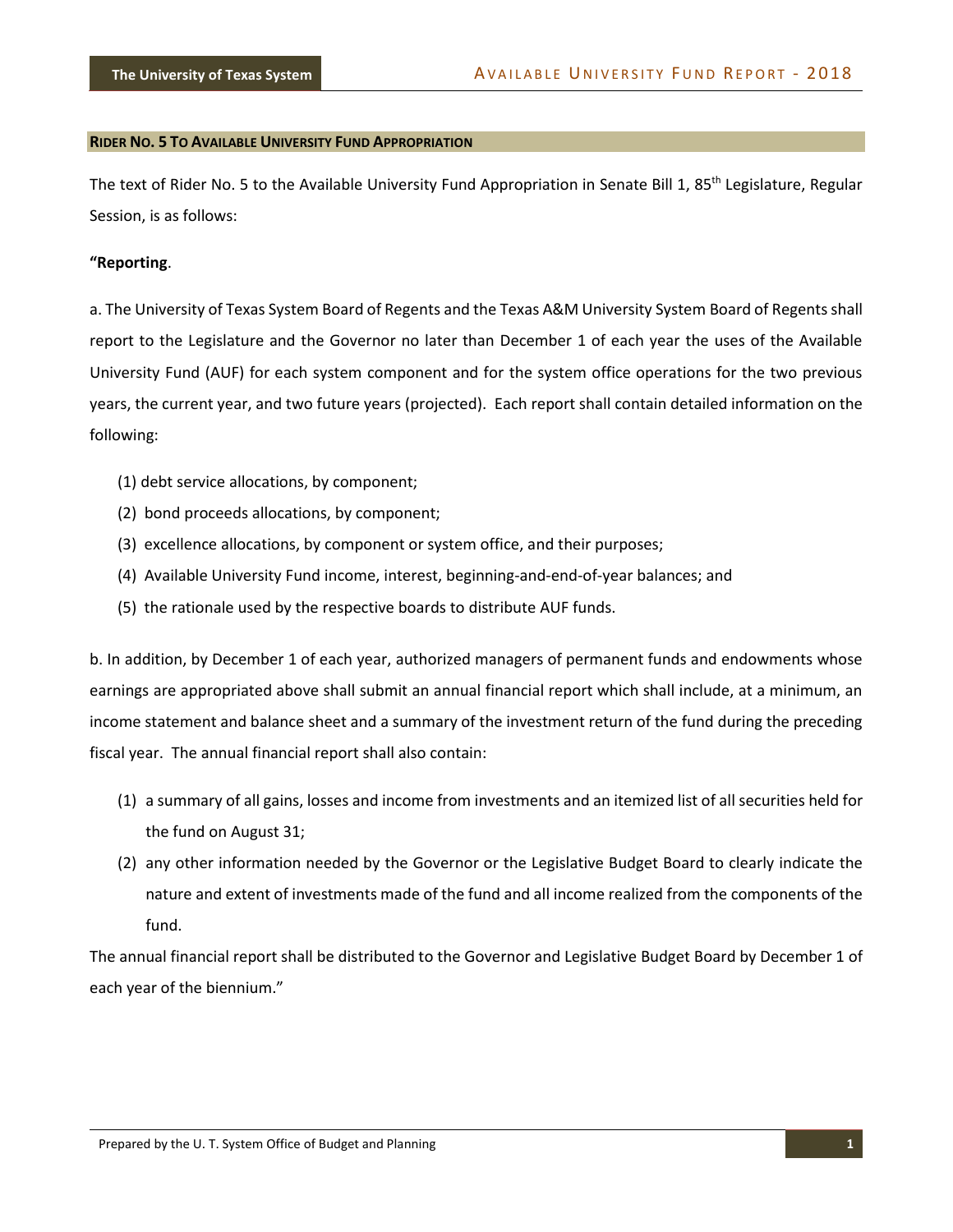## RIDER NO. 5 TO AVAILABLE UNIVERSITY FUND APPROPRIATION

The text of Rider No. 5 to the Available University Fund Appropriation in Senate Bill 1, 85th Legislature, Regular Session, is as follows:

**"Reporting**.

a. The University of Texas System Board of Regents and the Texas A&M University System Board of Regents shall report to the Legislature and the Governor no later than December 1 of each year the uses of the Available University Fund (AUF) for each system component and for the system office operations for the two previous years, the current year, and two future years (projected). Each report shall contain detailed information on the following:

(1) debt service allocations, by component;

(2) bond proceeds allocations, by component;

(3) excellence allocations, by component or system office, and their purposes;

(4) Available University Fund income, interest, beginning-and-end-of-year balances; and

(5) the rationale used by the respective boards to distribute AUF funds.

b. In addition, by December 1 of each year, authorized managers of permanent funds and endowments whose earnings are appropriated above shall submit an annual financial report which shall include, at a minimum, an income statement and balance sheet and a summary of the investment return of the fund during the preceding fiscal year. The annual financial report shall also contain:

(1) a summary of all gains, losses and income from investments and an itemized list of all securities held for the fund on August 31;

(2) any other information needed by the Governor or the Legislative Budget Board to clearly indicate the nature and extent of investments made of the fund and all income realized from the components of the fund.

The annual financial report shall be distributed to the Governor and Legislative Budget Board by December 1 of each year of the biennium."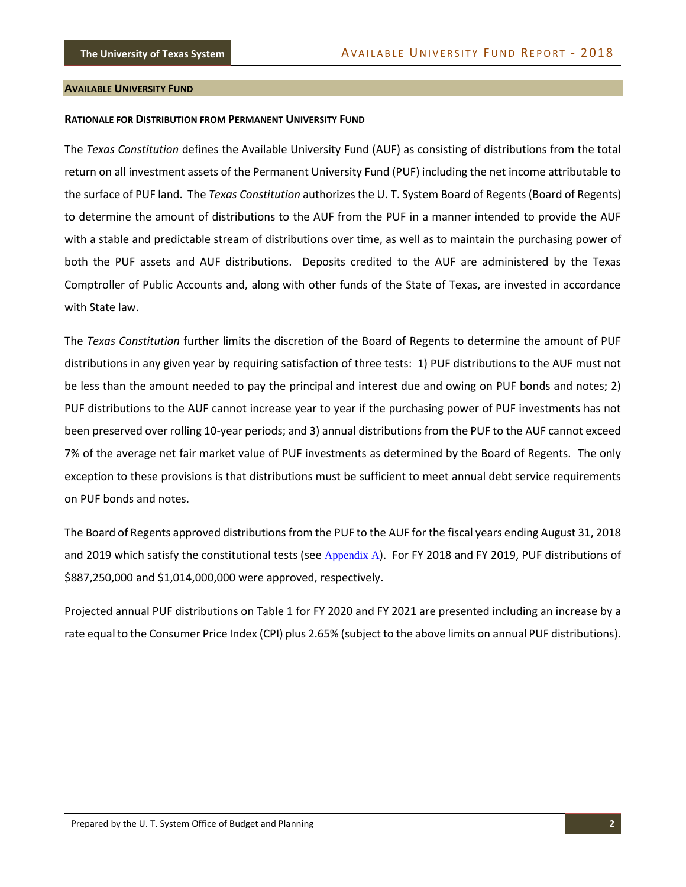## AVAILABLE UNIVERSITY FUND

### RATIONALE FOR DISTRIBUTION FROM PERMANENT UNIVERSITY FUND

The *Texas Constitution* defines the Available University Fund (AUF) as consisting of distributions from the total return on all investment assets of the Permanent University Fund (PUF) including the net income attributable to the surface of PUF land. The *Texas Constitution* authorizes the U. T. System Board of Regents (Board of Regents) to determine the amount of distributions to the AUF from the PUF in a manner intended to provide the AUF with a stable and predictable stream of distributions over time, as well as to maintain the purchasing power of both the PUF assets and AUF distributions. Deposits credited to the AUF are administered by the Texas Comptroller of Public Accounts and, along with other funds of the State of Texas, are invested in accordance with State law.

The *Texas Constitution* further limits the discretion of the Board of Regents to determine the amount of PUF distributions in any given year by requiring satisfaction of three tests: 1) PUF distributions to the AUF must not be less than the amount needed to pay the principal and interest due and owing on PUF bonds and notes; 2) PUF distributions to the AUF cannot increase year to year if the purchasing power of PUF investments has not been preserved over rolling 10-year periods; and 3) annual distributions from the PUF to the AUF cannot exceed 7% of the average net fair market value of PUF investments as determined by the Board of Regents. The only exception to these provisions is that distributions must be sufficient to meet annual debt service requirements on PUF bonds and notes.

The Board of Regents approved distributions from the PUF to the AUF for the fiscal years ending August 31, 2018 and 2019 which satisfy the constitutional tests (see Appendix A). For FY 2018 and FY 2019, PUF distributions of $887,250,000 and $1,014,000,000 were approved, respectively.

Projected annual PUF distributions on Table 1 for FY 2020 and FY 2021 are presented including an increase by a rate equal to the Consumer Price Index (CPI) plus 2.65% (subject to the above limits on annual PUF distributions).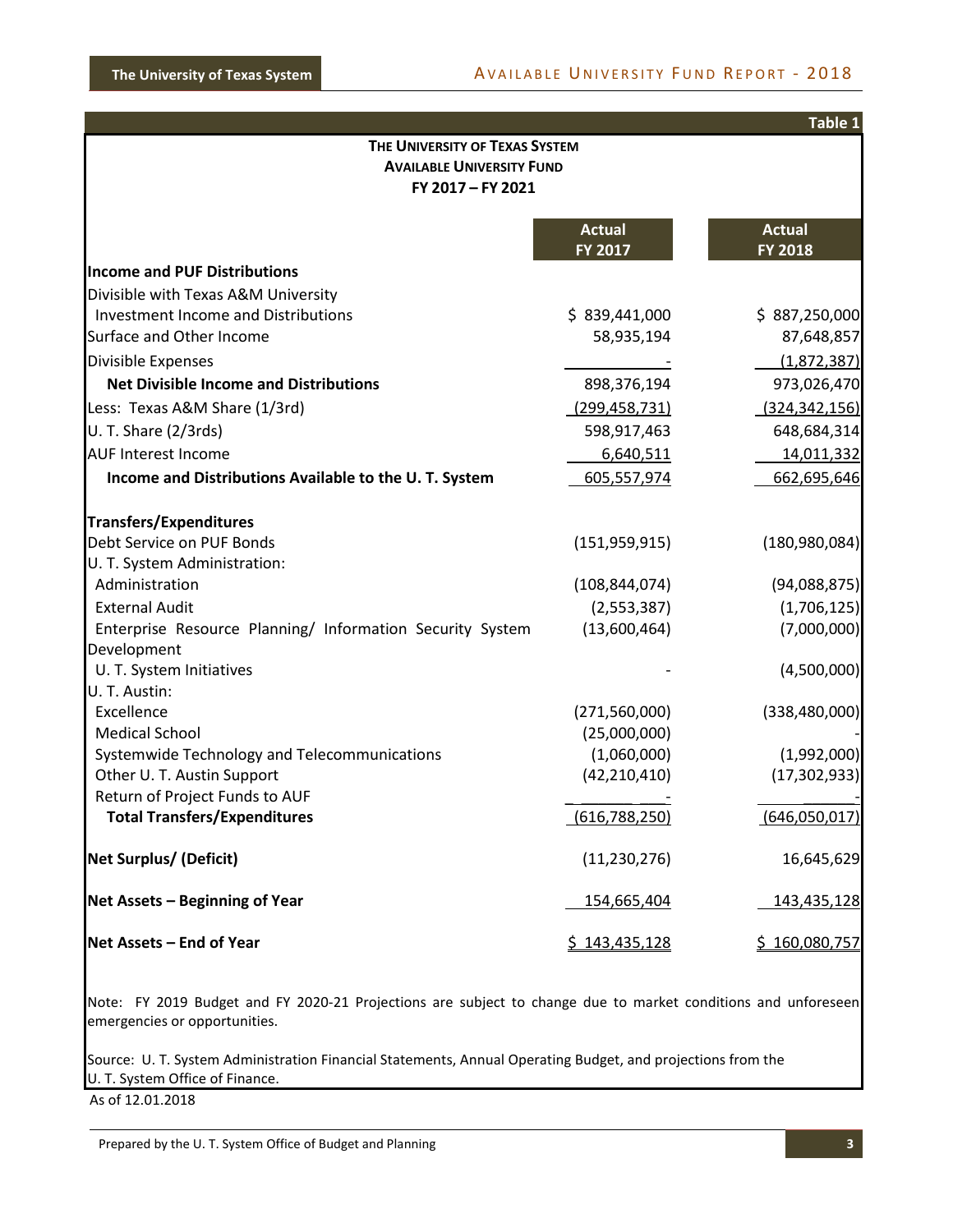**Table 1**

**THE UNIVERSITY OF TEXAS SYSTEM**
**AVAILABLE UNIVERSITY FUND**
**FY 2017 – FY 2021**

| | Actual FY 2017 | Actual FY 2018 |
|---|---|---|
| **Income and PUF Distributions** | | |
| Divisible with Texas A&M University | | |
| Investment Income and Distributions | $ 839,441,000 | $ 887,250,000 |
| Surface and Other Income | 58,935,194 | 87,648,857 |
| Divisible Expenses | - | (1,872,387) |
| **Net Divisible Income and Distributions** | 898,376,194 | 973,026,470 |
| Less: Texas A&M Share (1/3rd) | (299,458,731) | (324,342,156) |
| U. T. Share (2/3rds) | 598,917,463 | 648,684,314 |
| AUF Interest Income | 6,640,511 | 14,011,332 |
| **Income and Distributions Available to the U. T. System** | 605,557,974 | 662,695,646 |
| **Transfers/Expenditures** | | |
| Debt Service on PUF Bonds | (151,959,915) | (180,980,084) |
| U. T. System Administration: | | |
| Administration | (108,844,074) | (94,088,875) |
| External Audit | (2,553,387) | (1,706,125) |
| Enterprise Resource Planning/ Information Security System Development | (13,600,464) | (7,000,000) |
| U. T. System Initiatives | - | (4,500,000) |
| U. T. Austin: | | |
| Excellence | (271,560,000) | (338,480,000) |
| Medical School | (25,000,000) | - |
| Systemwide Technology and Telecommunications | (1,060,000) | (1,992,000) |
| Other U. T. Austin Support | (42,210,410) | (17,302,933) |
| Return of Project Funds to AUF | - | - |
| **Total Transfers/Expenditures** | (616,788,250) | (646,050,017) |
| **Net Surplus/ (Deficit)** | (11,230,276) | 16,645,629 |
| **Net Assets – Beginning of Year** | 154,665,404 | 143,435,128 |
| **Net Assets – End of Year** | $ 143,435,128 | $ 160,080,757 |

Note: FY 2019 Budget and FY 2020-21 Projections are subject to change due to market conditions and unforeseen emergencies or opportunities.

Source: U. T. System Administration Financial Statements, Annual Operating Budget, and projections from the U. T. System Office of Finance.

As of 12.01.2018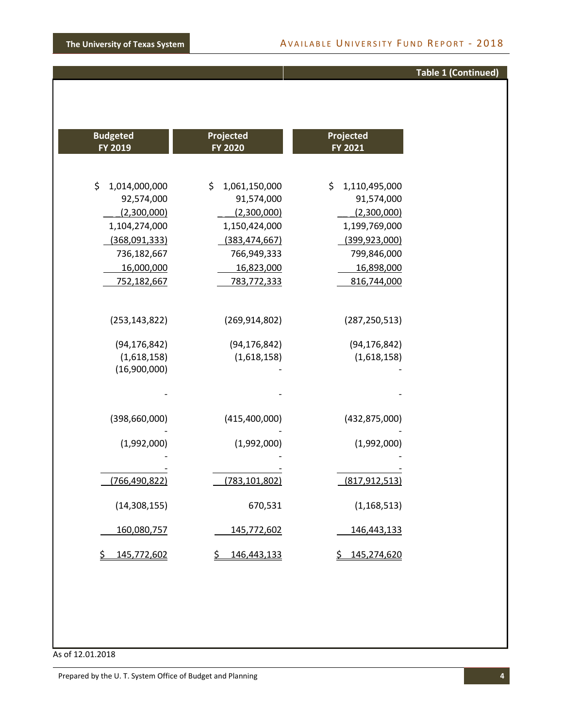**Table 1 (Continued)**

| Budgeted FY 2019 | Projected FY 2020 | Projected FY 2021 |
|---|---|---|
| $ 1,014,000,000 | $ 1,061,150,000 | $ 1,110,495,000 |
| 92,574,000 | 91,574,000 | 91,574,000 |
| (2,300,000) | (2,300,000) | (2,300,000) |
| 1,104,274,000 | 1,150,424,000 | 1,199,769,000 |
| (368,091,333) | (383,474,667) | (399,923,000) |
| 736,182,667 | 766,949,333 | 799,846,000 |
| 16,000,000 | 16,823,000 | 16,898,000 |
| 752,182,667 | 783,772,333 | 816,744,000 |
| | | |
| (253,143,822) | (269,914,802) | (287,250,513) |
| (94,176,842) | (94,176,842) | (94,176,842) |
| (1,618,158) | (1,618,158) | (1,618,158) |
| (16,900,000) | - | - |
| - | - | - |
| (398,660,000) | (415,400,000) | (432,875,000) |
| - | - | - |
| (1,992,000) | (1,992,000) | (1,992,000) |
| - | - | - |
| - | - | - |
| (766,490,822) | (783,101,802) | (817,912,513) |
| (14,308,155) | 670,531 | (1,168,513) |
| 160,080,757 | 145,772,602 | 146,443,133 |
| $ 145,772,602 | $ 146,443,133 | $ 145,274,620 |

As of 12.01.2018

Prepared by the U. T. System Office of Budget and Planning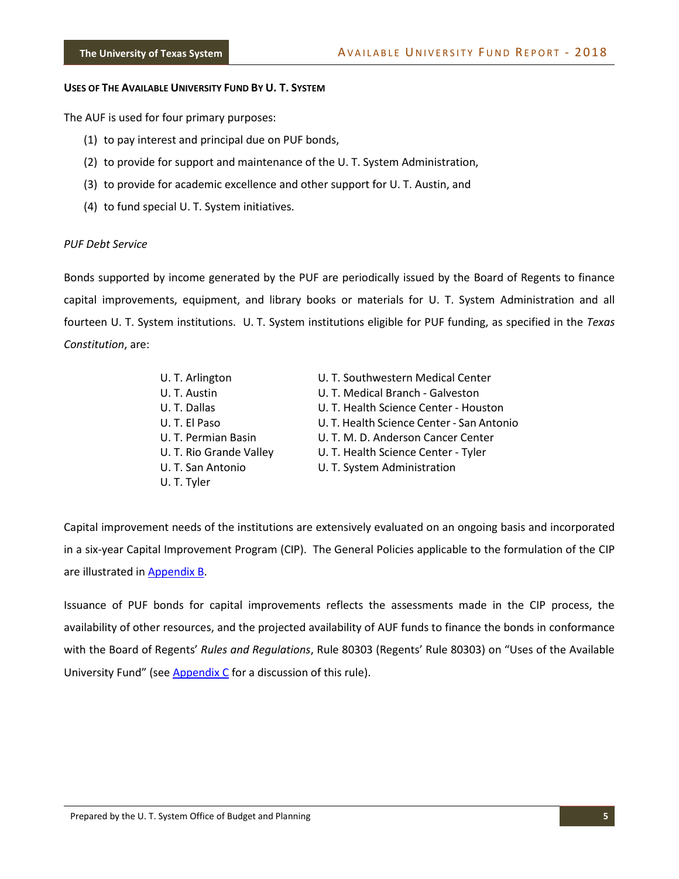## USES OF THE AVAILABLE UNIVERSITY FUND BY U. T. SYSTEM

The AUF is used for four primary purposes:

(1) to pay interest and principal due on PUF bonds,

(2) to provide for support and maintenance of the U. T. System Administration,

(3) to provide for academic excellence and other support for U. T. Austin, and

(4) to fund special U. T. System initiatives.

*PUF Debt Service*

Bonds supported by income generated by the PUF are periodically issued by the Board of Regents to finance capital improvements, equipment, and library books or materials for U. T. System Administration and all fourteen U. T. System institutions. U. T. System institutions eligible for PUF funding, as specified in the *Texas Constitution*, are:

- U. T. Arlington
- U. T. Austin
- U. T. Dallas
- U. T. El Paso
- U. T. Permian Basin
- U. T. Rio Grande Valley
- U. T. San Antonio
- U. T. Tyler
- U. T. Southwestern Medical Center
- U. T. Medical Branch - Galveston
- U. T. Health Science Center - Houston
- U. T. Health Science Center - San Antonio
- U. T. M. D. Anderson Cancer Center
- U. T. Health Science Center - Tyler
- U. T. System Administration

Capital improvement needs of the institutions are extensively evaluated on an ongoing basis and incorporated in a six-year Capital Improvement Program (CIP). The General Policies applicable to the formulation of the CIP are illustrated in Appendix B.

Issuance of PUF bonds for capital improvements reflects the assessments made in the CIP process, the availability of other resources, and the projected availability of AUF funds to finance the bonds in conformance with the Board of Regents' *Rules and Regulations*, Rule 80303 (Regents' Rule 80303) on "Uses of the Available University Fund" (see Appendix C for a discussion of this rule).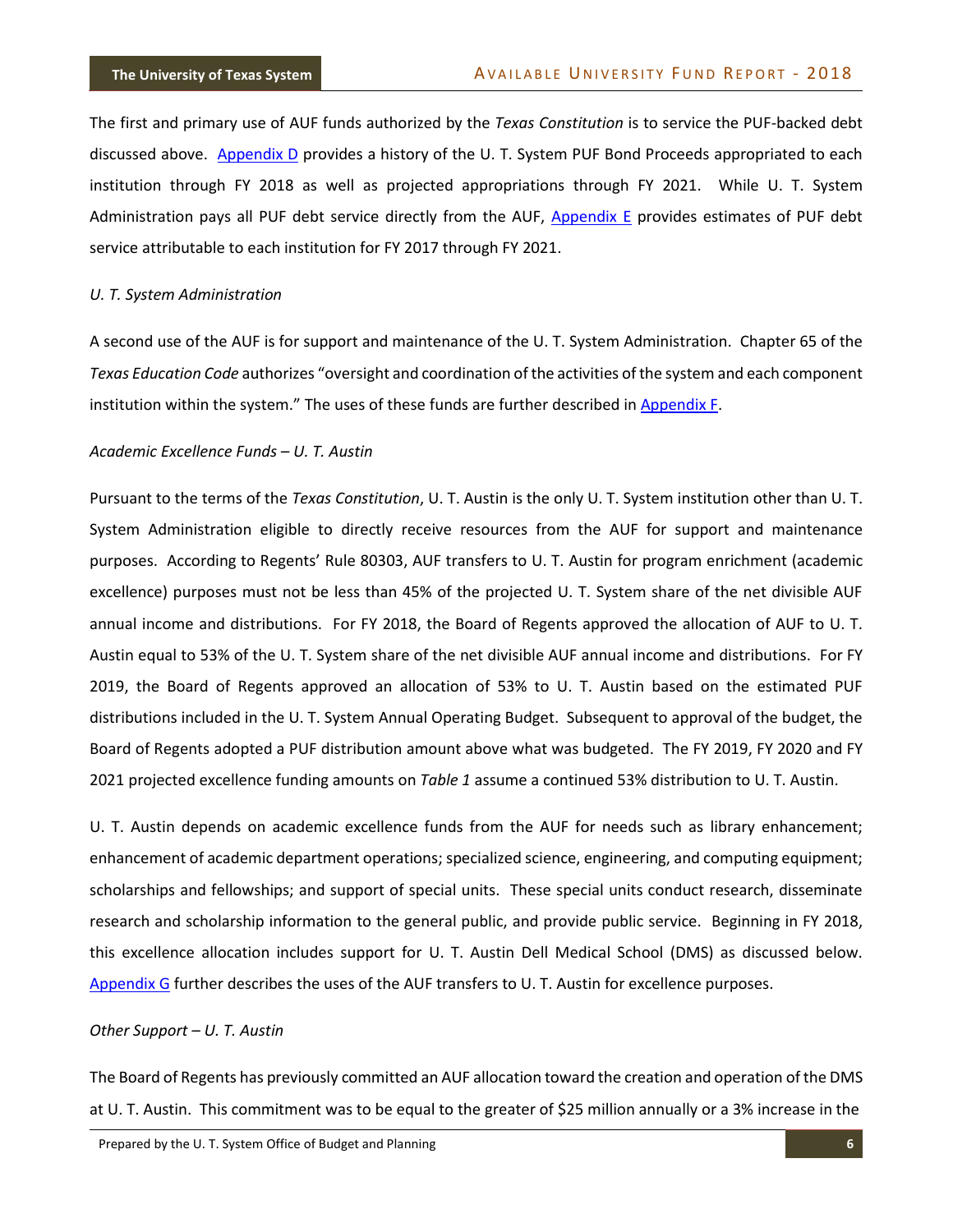The first and primary use of AUF funds authorized by the *Texas Constitution* is to service the PUF-backed debt discussed above. Appendix D provides a history of the U. T. System PUF Bond Proceeds appropriated to each institution through FY 2018 as well as projected appropriations through FY 2021. While U. T. System Administration pays all PUF debt service directly from the AUF, Appendix E provides estimates of PUF debt service attributable to each institution for FY 2017 through FY 2021.

*U. T. System Administration*

A second use of the AUF is for support and maintenance of the U. T. System Administration. Chapter 65 of the *Texas Education Code* authorizes "oversight and coordination of the activities of the system and each component institution within the system." The uses of these funds are further described in Appendix F.

*Academic Excellence Funds – U. T. Austin*

Pursuant to the terms of the *Texas Constitution*, U. T. Austin is the only U. T. System institution other than U. T. System Administration eligible to directly receive resources from the AUF for support and maintenance purposes. According to Regents' Rule 80303, AUF transfers to U. T. Austin for program enrichment (academic excellence) purposes must not be less than 45% of the projected U. T. System share of the net divisible AUF annual income and distributions. For FY 2018, the Board of Regents approved the allocation of AUF to U. T. Austin equal to 53% of the U. T. System share of the net divisible AUF annual income and distributions. For FY 2019, the Board of Regents approved an allocation of 53% to U. T. Austin based on the estimated PUF distributions included in the U. T. System Annual Operating Budget. Subsequent to approval of the budget, the Board of Regents adopted a PUF distribution amount above what was budgeted. The FY 2019, FY 2020 and FY 2021 projected excellence funding amounts on *Table 1* assume a continued 53% distribution to U. T. Austin.

U. T. Austin depends on academic excellence funds from the AUF for needs such as library enhancement; enhancement of academic department operations; specialized science, engineering, and computing equipment; scholarships and fellowships; and support of special units. These special units conduct research, disseminate research and scholarship information to the general public, and provide public service. Beginning in FY 2018, this excellence allocation includes support for U. T. Austin Dell Medical School (DMS) as discussed below. Appendix G further describes the uses of the AUF transfers to U. T. Austin for excellence purposes.

*Other Support – U. T. Austin*

The Board of Regents has previously committed an AUF allocation toward the creation and operation of the DMS at U. T. Austin. This commitment was to be equal to the greater of $25 million annually or a 3% increase in the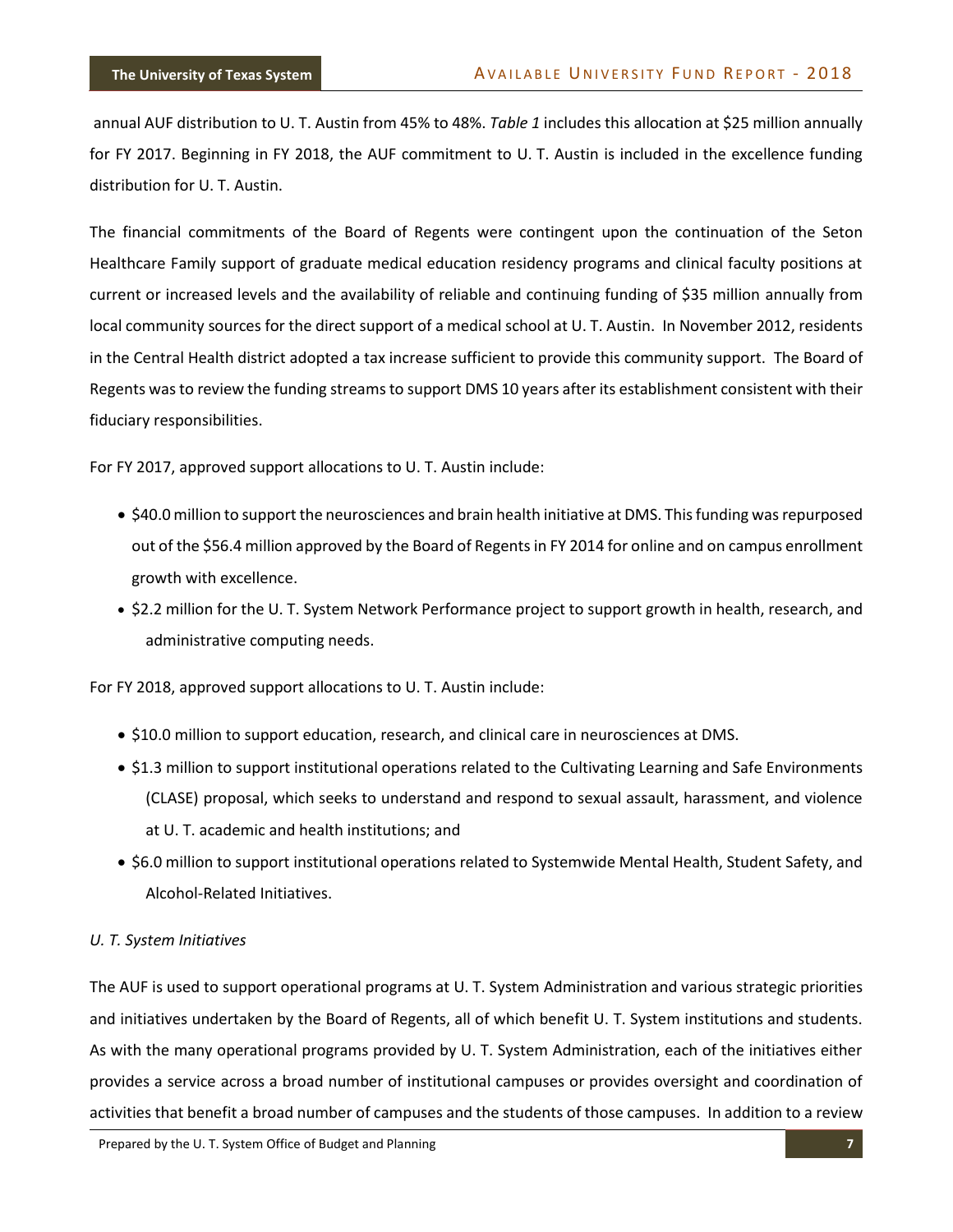annual AUF distribution to U. T. Austin from 45% to 48%. *Table 1* includes this allocation at $25 million annually for FY 2017. Beginning in FY 2018, the AUF commitment to U. T. Austin is included in the excellence funding distribution for U. T. Austin.

The financial commitments of the Board of Regents were contingent upon the continuation of the Seton Healthcare Family support of graduate medical education residency programs and clinical faculty positions at current or increased levels and the availability of reliable and continuing funding of $35 million annually from local community sources for the direct support of a medical school at U. T. Austin. In November 2012, residents in the Central Health district adopted a tax increase sufficient to provide this community support. The Board of Regents was to review the funding streams to support DMS 10 years after its establishment consistent with their fiduciary responsibilities.

For FY 2017, approved support allocations to U. T. Austin include:

- $40.0 million to support the neurosciences and brain health initiative at DMS. This funding was repurposed out of the $56.4 million approved by the Board of Regents in FY 2014 for online and on campus enrollment growth with excellence.
- $2.2 million for the U. T. System Network Performance project to support growth in health, research, and administrative computing needs.

For FY 2018, approved support allocations to U. T. Austin include:

- $10.0 million to support education, research, and clinical care in neurosciences at DMS.
- $1.3 million to support institutional operations related to the Cultivating Learning and Safe Environments (CLASE) proposal, which seeks to understand and respond to sexual assault, harassment, and violence at U. T. academic and health institutions; and
- $6.0 million to support institutional operations related to Systemwide Mental Health, Student Safety, and Alcohol-Related Initiatives.

*U. T. System Initiatives*

The AUF is used to support operational programs at U. T. System Administration and various strategic priorities and initiatives undertaken by the Board of Regents, all of which benefit U. T. System institutions and students. As with the many operational programs provided by U. T. System Administration, each of the initiatives either provides a service across a broad number of institutional campuses or provides oversight and coordination of activities that benefit a broad number of campuses and the students of those campuses. In addition to a review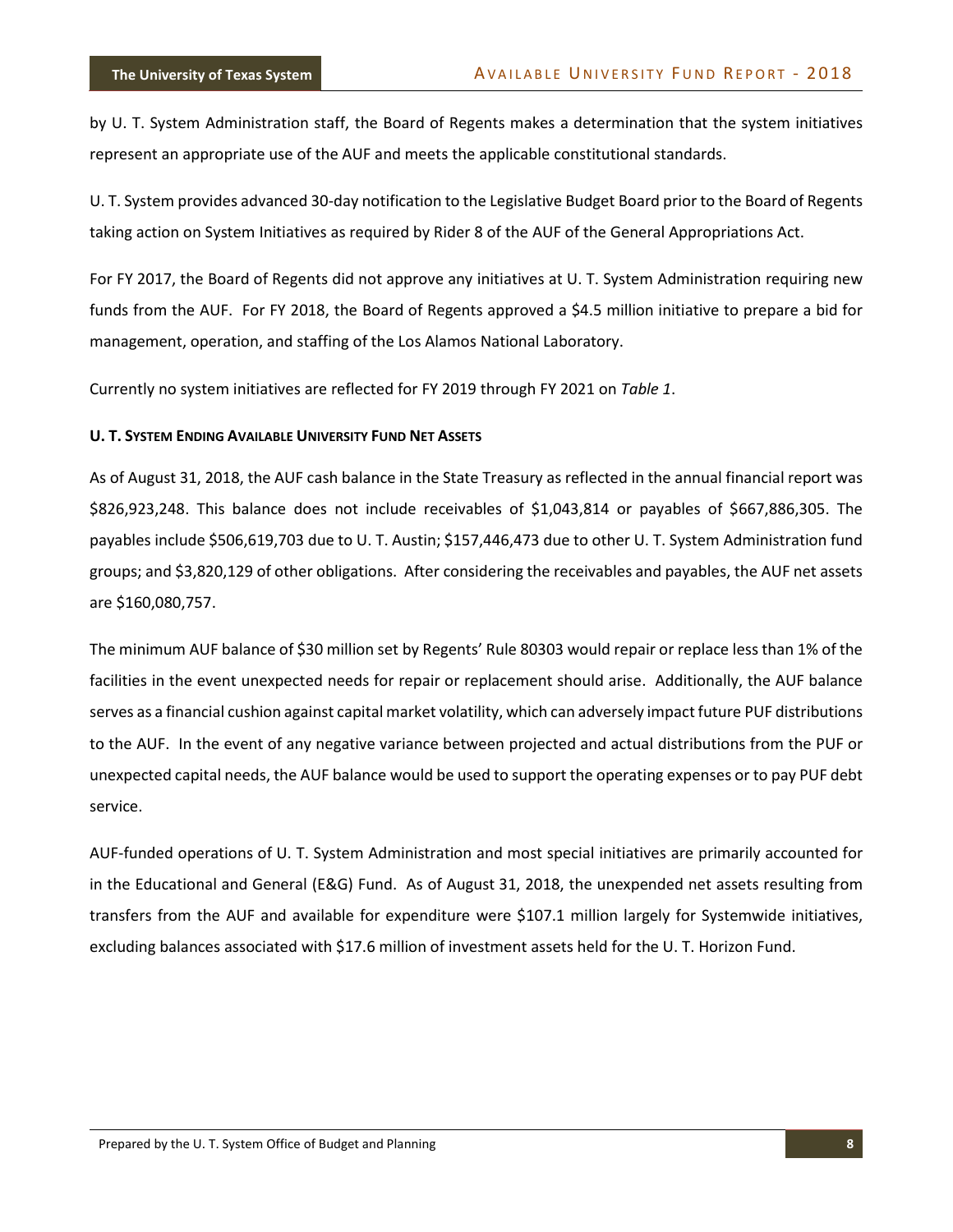by U. T. System Administration staff, the Board of Regents makes a determination that the system initiatives represent an appropriate use of the AUF and meets the applicable constitutional standards.

U. T. System provides advanced 30-day notification to the Legislative Budget Board prior to the Board of Regents taking action on System Initiatives as required by Rider 8 of the AUF of the General Appropriations Act.

For FY 2017, the Board of Regents did not approve any initiatives at U. T. System Administration requiring new funds from the AUF. For FY 2018, the Board of Regents approved a $4.5 million initiative to prepare a bid for management, operation, and staffing of the Los Alamos National Laboratory.

Currently no system initiatives are reflected for FY 2019 through FY 2021 on *Table 1*.

**U. T. SYSTEM ENDING AVAILABLE UNIVERSITY FUND NET ASSETS**

As of August 31, 2018, the AUF cash balance in the State Treasury as reflected in the annual financial report was $826,923,248. This balance does not include receivables of $1,043,814 or payables of $667,886,305. The payables include $506,619,703 due to U. T. Austin; $157,446,473 due to other U. T. System Administration fund groups; and $3,820,129 of other obligations. After considering the receivables and payables, the AUF net assets are $160,080,757.

The minimum AUF balance of $30 million set by Regents' Rule 80303 would repair or replace less than 1% of the facilities in the event unexpected needs for repair or replacement should arise. Additionally, the AUF balance serves as a financial cushion against capital market volatility, which can adversely impact future PUF distributions to the AUF. In the event of any negative variance between projected and actual distributions from the PUF or unexpected capital needs, the AUF balance would be used to support the operating expenses or to pay PUF debt service.

AUF-funded operations of U. T. System Administration and most special initiatives are primarily accounted for in the Educational and General (E&G) Fund. As of August 31, 2018, the unexpended net assets resulting from transfers from the AUF and available for expenditure were $107.1 million largely for Systemwide initiatives, excluding balances associated with $17.6 million of investment assets held for the U. T. Horizon Fund.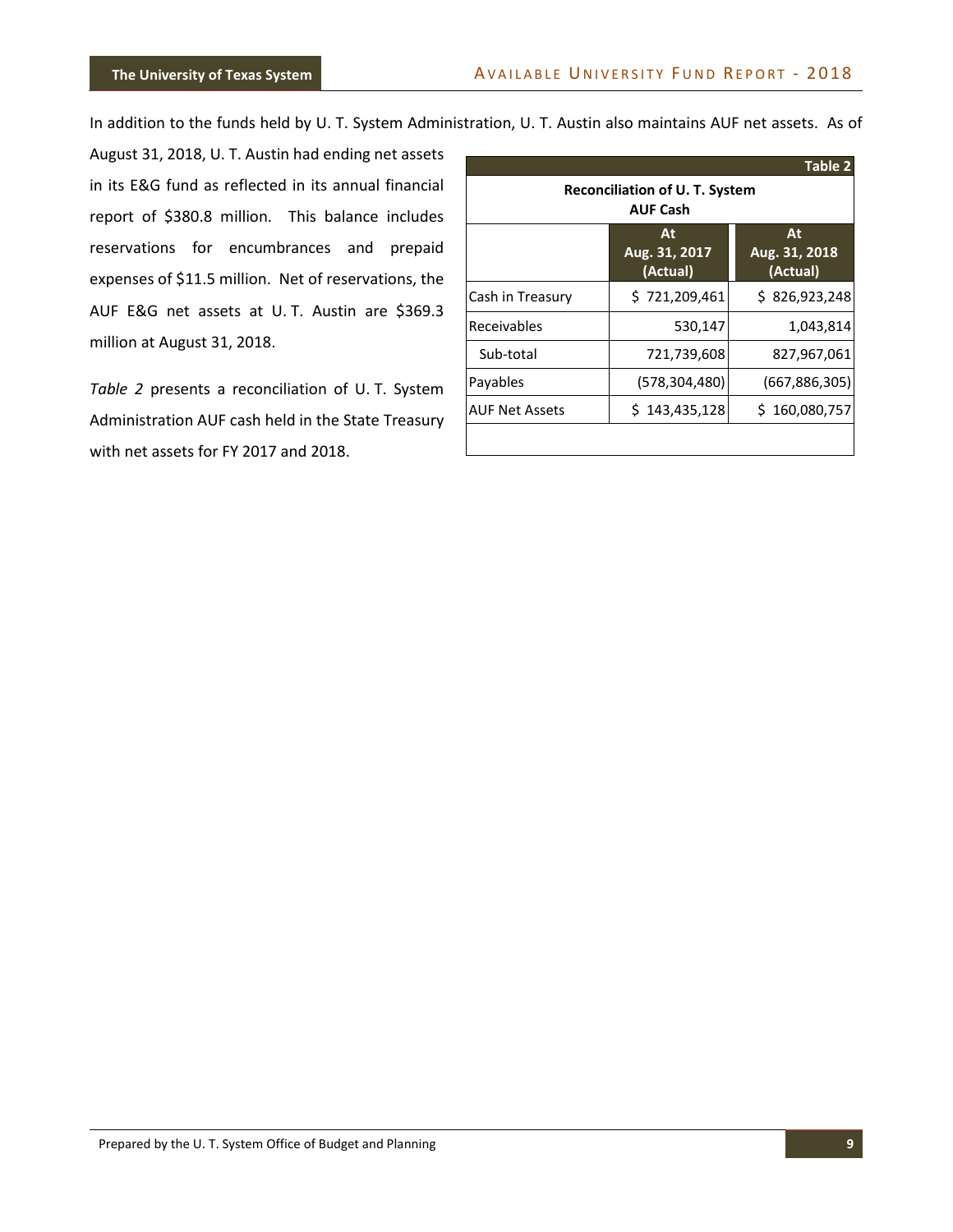In addition to the funds held by U. T. System Administration, U. T. Austin also maintains AUF net assets. As of August 31, 2018, U. T. Austin had ending net assets in its E&G fund as reflected in its annual financial report of $380.8 million. This balance includes reservations for encumbrances and prepaid expenses of $11.5 million. Net of reservations, the AUF E&G net assets at U. T. Austin are $369.3 million at August 31, 2018.

*Table 2* presents a reconciliation of U. T. System Administration AUF cash held in the State Treasury with net assets for FY 2017 and 2018.

**Table 2**

**Reconciliation of U. T. System AUF Cash**

| | At Aug. 31, 2017 (Actual) | At Aug. 31, 2018 (Actual) |
|---|---|---|
| Cash in Treasury | $ 721,209,461 | $ 826,923,248 |
| Receivables | 530,147 | 1,043,814 |
| Sub-total | 721,739,608 | 827,967,061 |
| Payables | (578,304,480) | (667,886,305) |
| AUF Net Assets | $ 143,435,128 | $ 160,080,757 |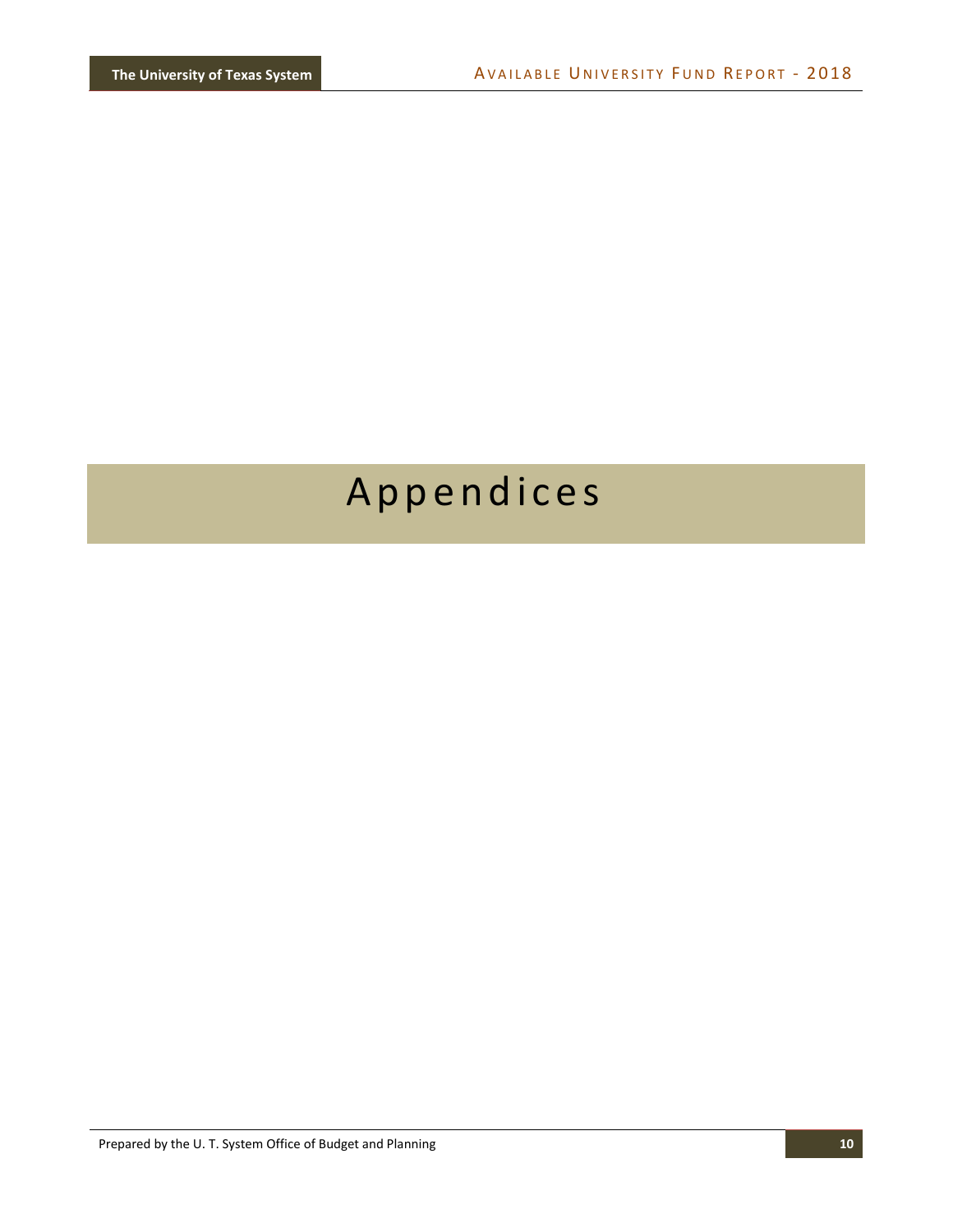# Appendices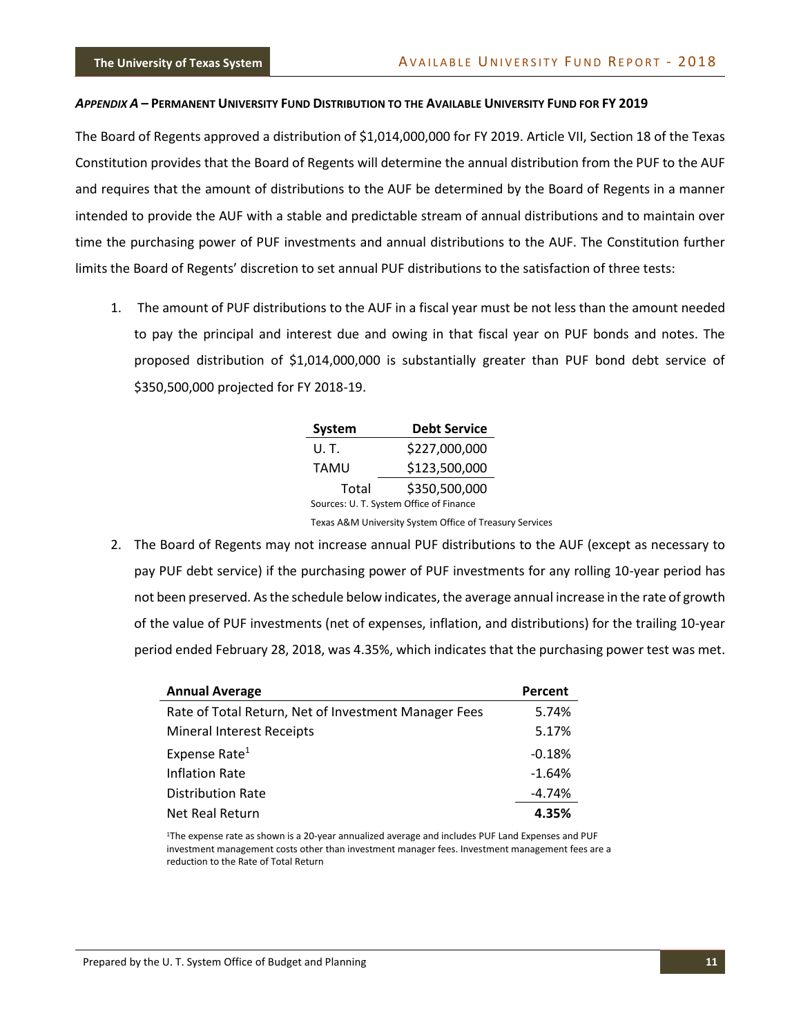### *Appendix A* – Permanent University Fund Distribution to the Available University Fund for FY 2019

The Board of Regents approved a distribution of $1,014,000,000 for FY 2019. Article VII, Section 18 of the Texas Constitution provides that the Board of Regents will determine the annual distribution from the PUF to the AUF and requires that the amount of distributions to the AUF be determined by the Board of Regents in a manner intended to provide the AUF with a stable and predictable stream of annual distributions and to maintain over time the purchasing power of PUF investments and annual distributions to the AUF. The Constitution further limits the Board of Regents' discretion to set annual PUF distributions to the satisfaction of three tests:

1. The amount of PUF distributions to the AUF in a fiscal year must be not less than the amount needed to pay the principal and interest due and owing in that fiscal year on PUF bonds and notes. The proposed distribution of $1,014,000,000 is substantially greater than PUF bond debt service of $350,500,000 projected for FY 2018-19.

| System | Debt Service |
|---|---|
| U. T. | $227,000,000 |
| TAMU | $123,500,000 |
| Total | $350,500,000 |

Sources: U. T. System Office of Finance
Texas A&M University System Office of Treasury Services

2. The Board of Regents may not increase annual PUF distributions to the AUF (except as necessary to pay PUF debt service) if the purchasing power of PUF investments for any rolling 10-year period has not been preserved. As the schedule below indicates, the average annual increase in the rate of growth of the value of PUF investments (net of expenses, inflation, and distributions) for the trailing 10-year period ended February 28, 2018, was 4.35%, which indicates that the purchasing power test was met.

| Annual Average | Percent |
|---|---|
| Rate of Total Return, Net of Investment Manager Fees | 5.74% |
| Mineral Interest Receipts | 5.17% |
| Expense Rate[1] | -0.18% |
| Inflation Rate | -1.64% |
| Distribution Rate | -4.74% |
| Net Real Return | **4.35%** |

[1]The expense rate as shown is a 20-year annualized average and includes PUF Land Expenses and PUF investment management costs other than investment manager fees. Investment management fees are a reduction to the Rate of Total Return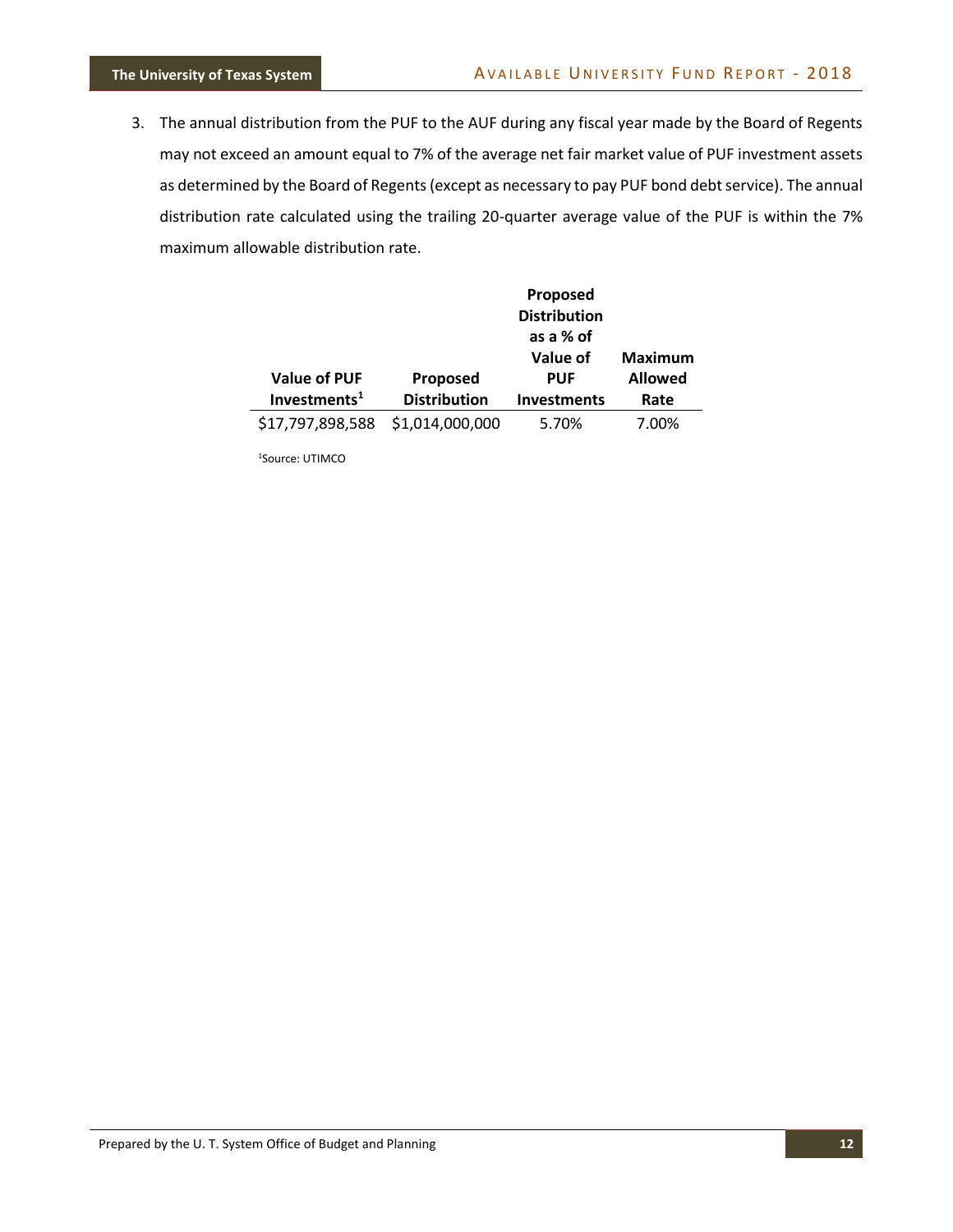3. The annual distribution from the PUF to the AUF during any fiscal year made by the Board of Regents may not exceed an amount equal to 7% of the average net fair market value of PUF investment assets as determined by the Board of Regents (except as necessary to pay PUF bond debt service). The annual distribution rate calculated using the trailing 20-quarter average value of the PUF is within the 7% maximum allowable distribution rate.

| Value of PUF Investments[1] | Proposed Distribution | Proposed Distribution as a % of Value of PUF Investments | Maximum Allowed Rate |
|---|---|---|---|
| $17,797,898,588 | $1,014,000,000 | 5.70% | 7.00% |

[1]Source: UTIMCO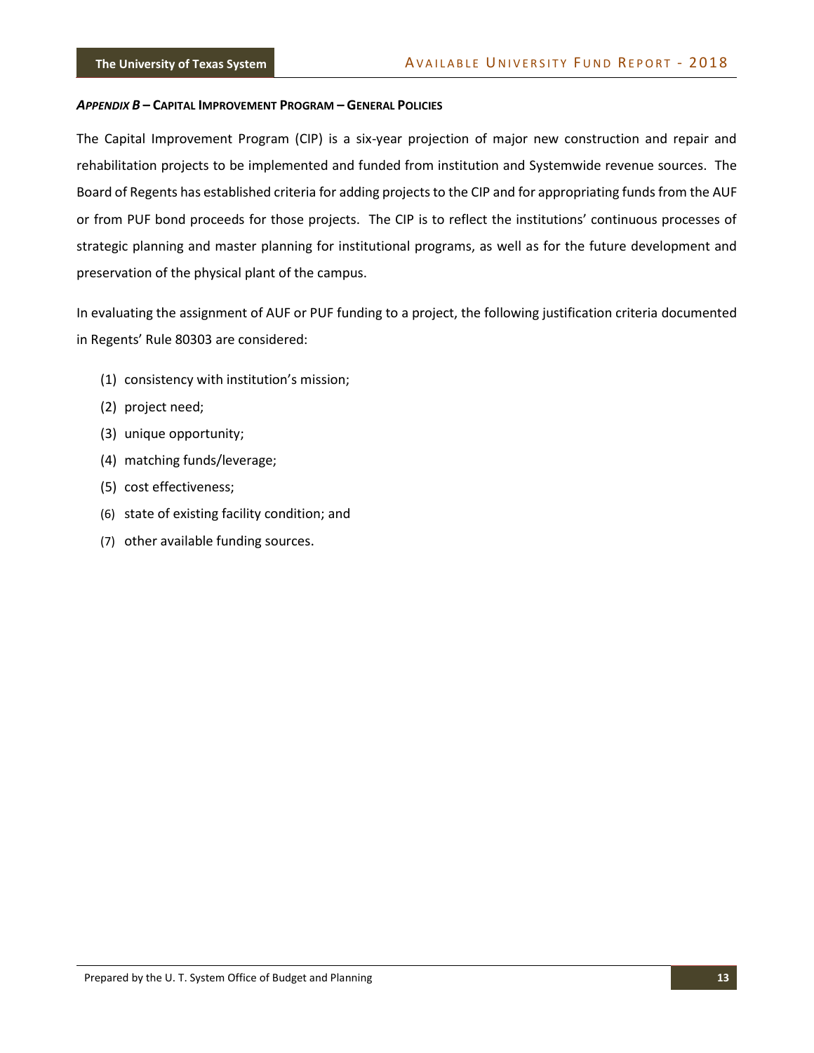### *Appendix B* – Capital Improvement Program – General Policies

The Capital Improvement Program (CIP) is a six-year projection of major new construction and repair and rehabilitation projects to be implemented and funded from institution and Systemwide revenue sources. The Board of Regents has established criteria for adding projects to the CIP and for appropriating funds from the AUF or from PUF bond proceeds for those projects. The CIP is to reflect the institutions' continuous processes of strategic planning and master planning for institutional programs, as well as for the future development and preservation of the physical plant of the campus.

In evaluating the assignment of AUF or PUF funding to a project, the following justification criteria documented in Regents' Rule 80303 are considered:

(1) consistency with institution's mission;

(2) project need;

(3) unique opportunity;

(4) matching funds/leverage;

(5) cost effectiveness;

(6) state of existing facility condition; and

(7) other available funding sources.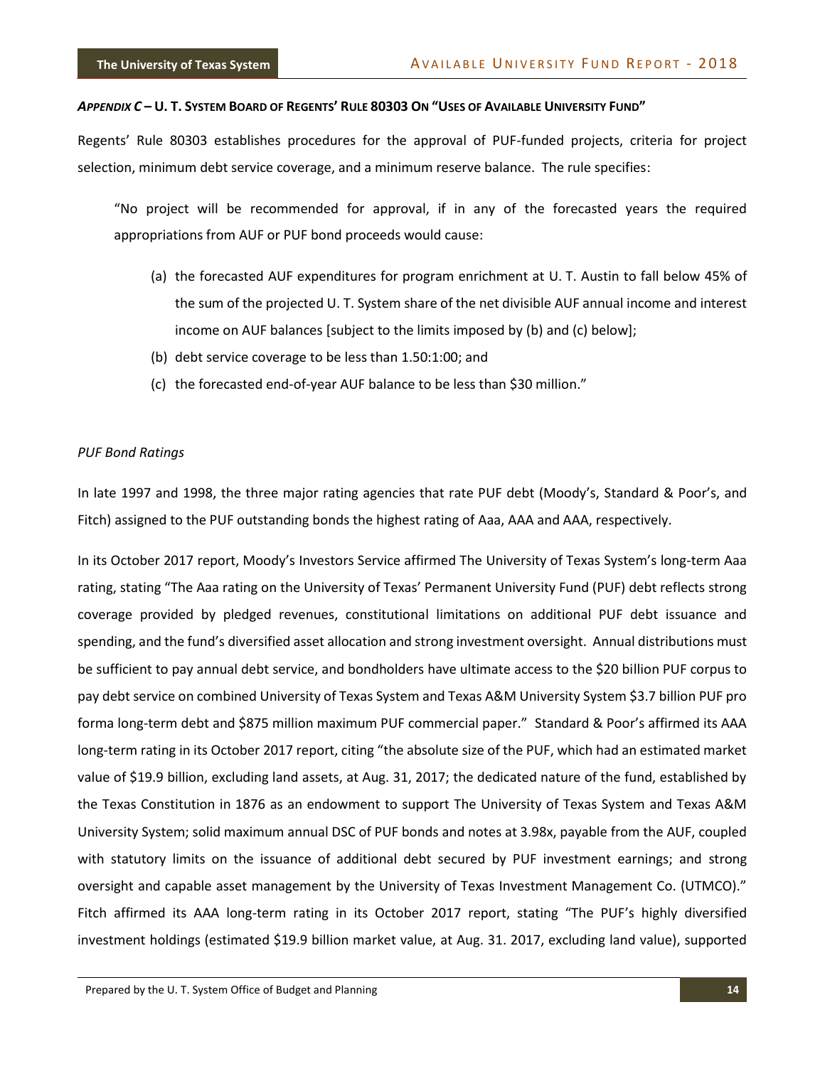### *Appendix C* – U. T. System Board of Regents' Rule 80303 On "Uses of Available University Fund"

Regents' Rule 80303 establishes procedures for the approval of PUF-funded projects, criteria for project selection, minimum debt service coverage, and a minimum reserve balance. The rule specifies:

> "No project will be recommended for approval, if in any of the forecasted years the required appropriations from AUF or PUF bond proceeds would cause:
>
> (a) the forecasted AUF expenditures for program enrichment at U. T. Austin to fall below 45% of the sum of the projected U. T. System share of the net divisible AUF annual income and interest income on AUF balances [subject to the limits imposed by (b) and (c) below];
>
> (b) debt service coverage to be less than 1.50:1:00; and
>
> (c) the forecasted end-of-year AUF balance to be less than $30 million."

*PUF Bond Ratings*

In late 1997 and 1998, the three major rating agencies that rate PUF debt (Moody's, Standard & Poor's, and Fitch) assigned to the PUF outstanding bonds the highest rating of Aaa, AAA and AAA, respectively.

In its October 2017 report, Moody's Investors Service affirmed The University of Texas System's long-term Aaa rating, stating "The Aaa rating on the University of Texas' Permanent University Fund (PUF) debt reflects strong coverage provided by pledged revenues, constitutional limitations on additional PUF debt issuance and spending, and the fund's diversified asset allocation and strong investment oversight. Annual distributions must be sufficient to pay annual debt service, and bondholders have ultimate access to the $20 billion PUF corpus to pay debt service on combined University of Texas System and Texas A&M University System $3.7 billion PUF pro forma long-term debt and $875 million maximum PUF commercial paper." Standard & Poor's affirmed its AAA long-term rating in its October 2017 report, citing "the absolute size of the PUF, which had an estimated market value of $19.9 billion, excluding land assets, at Aug. 31, 2017; the dedicated nature of the fund, established by the Texas Constitution in 1876 as an endowment to support The University of Texas System and Texas A&M University System; solid maximum annual DSC of PUF bonds and notes at 3.98x, payable from the AUF, coupled with statutory limits on the issuance of additional debt secured by PUF investment earnings; and strong oversight and capable asset management by the University of Texas Investment Management Co. (UTIMCO)." Fitch affirmed its AAA long-term rating in its October 2017 report, stating "The PUF's highly diversified investment holdings (estimated $19.9 billion market value, at Aug. 31. 2017, excluding land value), supported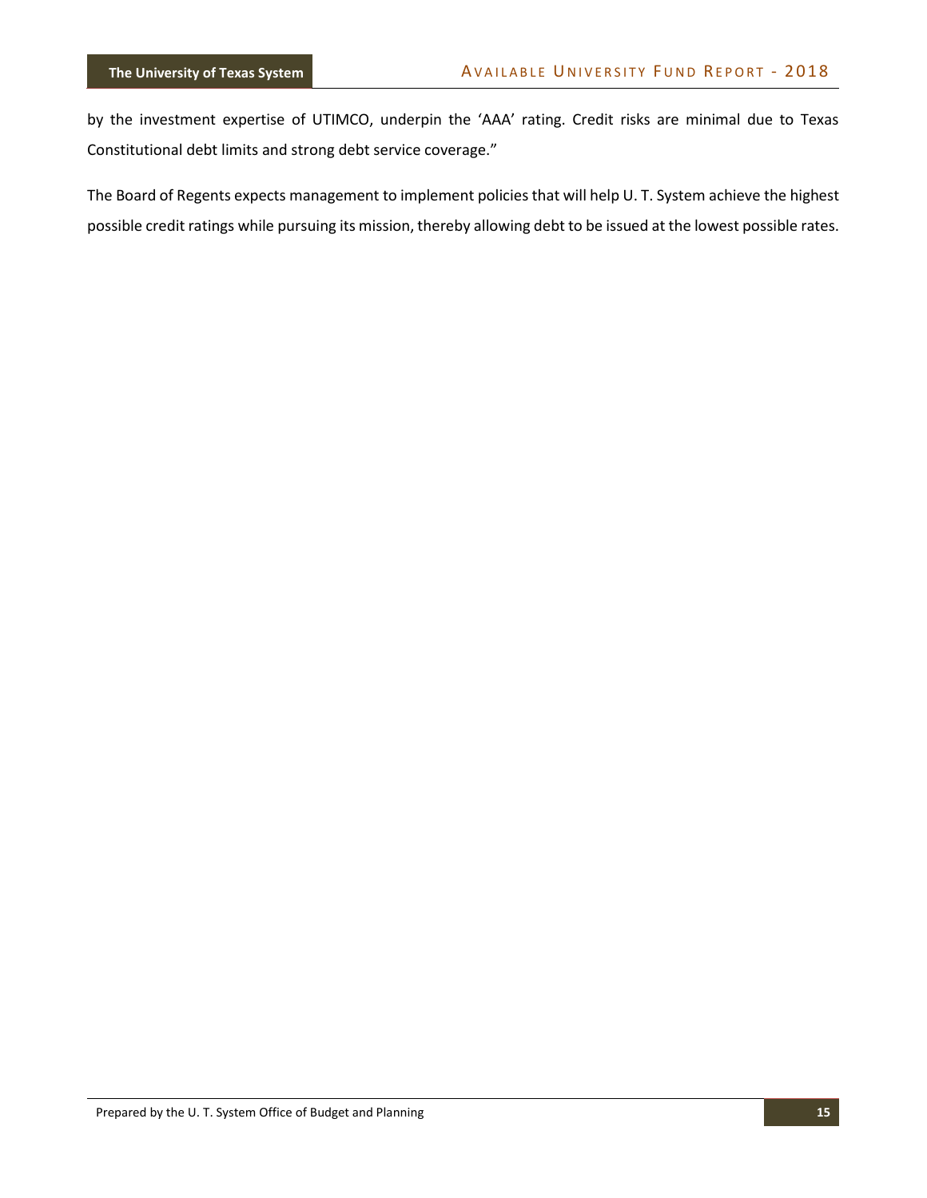by the investment expertise of UTIMCO, underpin the 'AAA' rating. Credit risks are minimal due to Texas Constitutional debt limits and strong debt service coverage."

The Board of Regents expects management to implement policies that will help U. T. System achieve the highest possible credit ratings while pursuing its mission, thereby allowing debt to be issued at the lowest possible rates.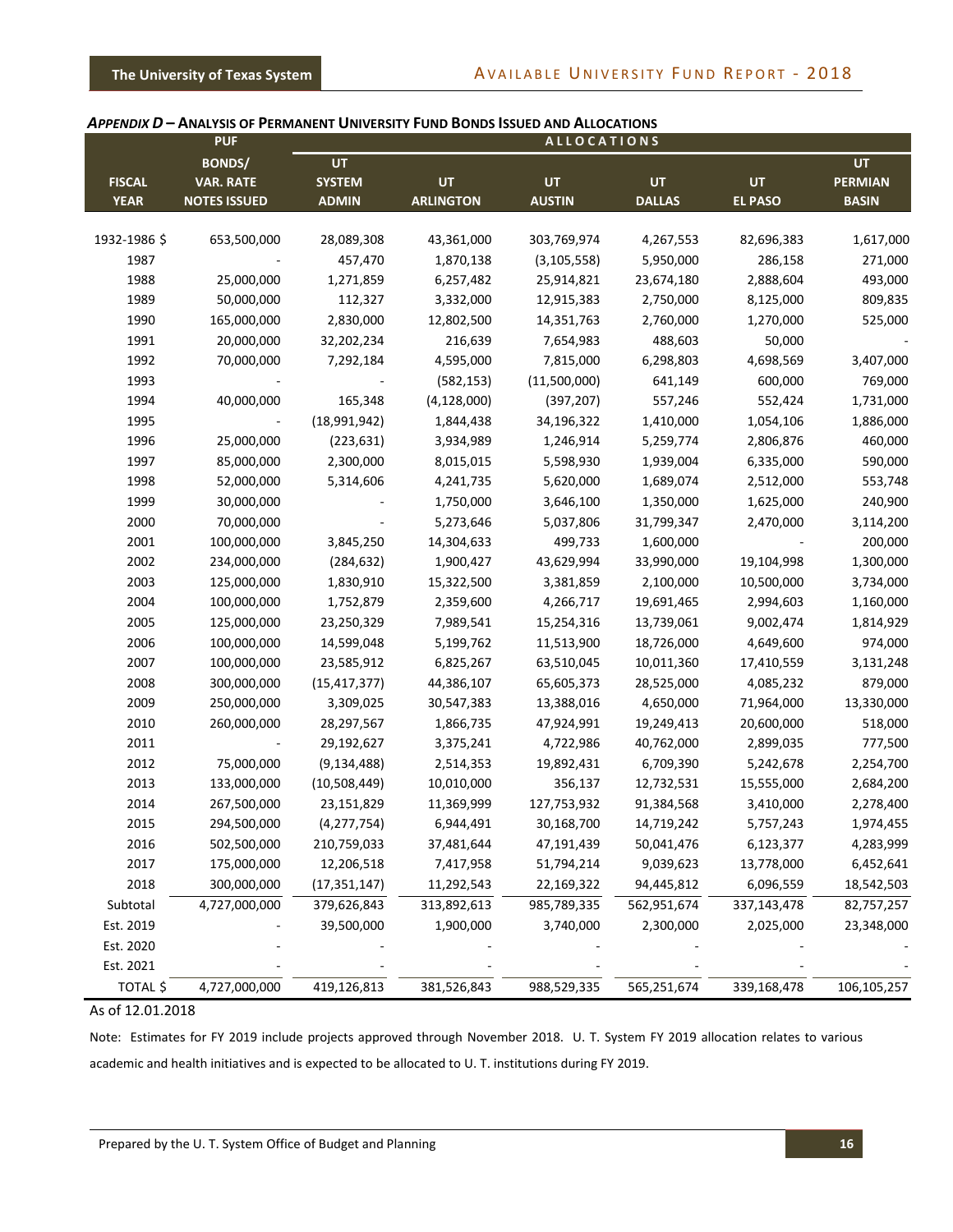## *APPENDIX D* – ANALYSIS OF PERMANENT UNIVERSITY FUND BONDS ISSUED AND ALLOCATIONS

| | PUF | ALLOCATIONS | | | | | |
|---|---|---|---|---|---|---|---|
| FISCAL YEAR | BONDS/ VAR. RATE NOTES ISSUED | UT SYSTEM ADMIN | UT ARLINGTON | UT AUSTIN | UT DALLAS | UT EL PASO | UT PERMIAN BASIN |
| 1932-1986 $ | 653,500,000 | 28,089,308 | 43,361,000 | 303,769,974 | 4,267,553 | 82,696,383 | 1,617,000 |
| 1987 | - | 457,470 | 1,870,138 | (3,105,558) | 5,950,000 | 286,158 | 271,000 |
| 1988 | 25,000,000 | 1,271,859 | 6,257,482 | 25,914,821 | 23,674,180 | 2,888,604 | 493,000 |
| 1989 | 50,000,000 | 112,327 | 3,332,000 | 12,915,383 | 2,750,000 | 8,125,000 | 809,835 |
| 1990 | 165,000,000 | 2,830,000 | 12,802,500 | 14,351,763 | 2,760,000 | 1,270,000 | 525,000 |
| 1991 | 20,000,000 | 32,202,234 | 216,639 | 7,654,983 | 488,603 | 50,000 | - |
| 1992 | 70,000,000 | 7,292,184 | 4,595,000 | 7,815,000 | 6,298,803 | 4,698,569 | 3,407,000 |
| 1993 | - | - | (582,153) | (11,500,000) | 641,149 | 600,000 | 769,000 |
| 1994 | 40,000,000 | 165,348 | (4,128,000) | (397,207) | 557,246 | 552,424 | 1,731,000 |
| 1995 | - | (18,991,942) | 1,844,438 | 34,196,322 | 1,410,000 | 1,054,106 | 1,886,000 |
| 1996 | 25,000,000 | (223,631) | 3,934,989 | 1,246,914 | 5,259,774 | 2,806,876 | 460,000 |
| 1997 | 85,000,000 | 2,300,000 | 8,015,015 | 5,598,930 | 1,939,004 | 6,335,000 | 590,000 |
| 1998 | 52,000,000 | 5,314,606 | 4,241,735 | 5,620,000 | 1,689,074 | 2,512,000 | 553,748 |
| 1999 | 30,000,000 | - | 1,750,000 | 3,646,100 | 1,350,000 | 1,625,000 | 240,900 |
| 2000 | 70,000,000 | - | 5,273,646 | 5,037,806 | 31,799,347 | 2,470,000 | 3,114,200 |
| 2001 | 100,000,000 | 3,845,250 | 14,304,633 | 499,733 | 1,600,000 | - | 200,000 |
| 2002 | 234,000,000 | (284,632) | 1,900,427 | 43,629,994 | 33,990,000 | 19,104,998 | 1,300,000 |
| 2003 | 125,000,000 | 1,830,910 | 15,322,500 | 3,381,859 | 2,100,000 | 10,500,000 | 3,734,000 |
| 2004 | 100,000,000 | 1,752,879 | 2,359,600 | 4,266,717 | 19,691,465 | 2,994,603 | 1,160,000 |
| 2005 | 125,000,000 | 23,250,329 | 7,989,541 | 15,254,316 | 13,739,061 | 9,002,474 | 1,814,929 |
| 2006 | 100,000,000 | 14,599,048 | 5,199,762 | 11,513,900 | 18,726,000 | 4,649,600 | 974,000 |
| 2007 | 100,000,000 | 23,585,912 | 6,825,267 | 63,510,045 | 10,011,360 | 17,410,559 | 3,131,248 |
| 2008 | 300,000,000 | (15,417,377) | 44,386,107 | 65,605,373 | 28,525,000 | 4,085,232 | 879,000 |
| 2009 | 250,000,000 | 3,309,025 | 30,547,383 | 13,388,016 | 4,650,000 | 71,964,000 | 13,330,000 |
| 2010 | 260,000,000 | 28,297,567 | 1,866,735 | 47,924,991 | 19,249,413 | 20,600,000 | 518,000 |
| 2011 | - | 29,192,627 | 3,375,241 | 4,722,986 | 40,762,000 | 2,899,035 | 777,500 |
| 2012 | 75,000,000 | (9,134,488) | 2,514,353 | 19,892,431 | 6,709,390 | 5,242,678 | 2,254,700 |
| 2013 | 133,000,000 | (10,508,449) | 10,010,000 | 356,137 | 12,732,531 | 15,555,000 | 2,684,200 |
| 2014 | 267,500,000 | 23,151,829 | 11,369,999 | 127,753,932 | 91,384,568 | 3,410,000 | 2,278,400 |
| 2015 | 294,500,000 | (4,277,754) | 6,944,491 | 30,168,700 | 14,719,242 | 5,757,243 | 1,974,455 |
| 2016 | 502,500,000 | 210,759,033 | 37,481,644 | 47,191,439 | 50,041,476 | 6,123,377 | 4,283,999 |
| 2017 | 175,000,000 | 12,206,518 | 7,417,958 | 51,794,214 | 9,039,623 | 13,778,000 | 6,452,641 |
| 2018 | 300,000,000 | (17,351,147) | 11,292,543 | 22,169,322 | 94,445,812 | 6,096,559 | 18,542,503 |
| Subtotal | 4,727,000,000 | 379,626,843 | 313,892,613 | 985,789,335 | 562,951,674 | 337,143,478 | 82,757,257 |
| Est. 2019 | - | 39,500,000 | 1,900,000 | 3,740,000 | 2,300,000 | 2,025,000 | 23,348,000 |
| Est. 2020 | - | - | - | - | - | - | - |
| Est. 2021 | - | - | - | - | - | - | - |
| TOTAL $ | 4,727,000,000 | 419,126,813 | 381,526,843 | 988,529,335 | 565,251,674 | 339,168,478 | 106,105,257 |

As of 12.01.2018

Note: Estimates for FY 2019 include projects approved through November 2018. U. T. System FY 2019 allocation relates to various academic and health initiatives and is expected to be allocated to U. T. institutions during FY 2019.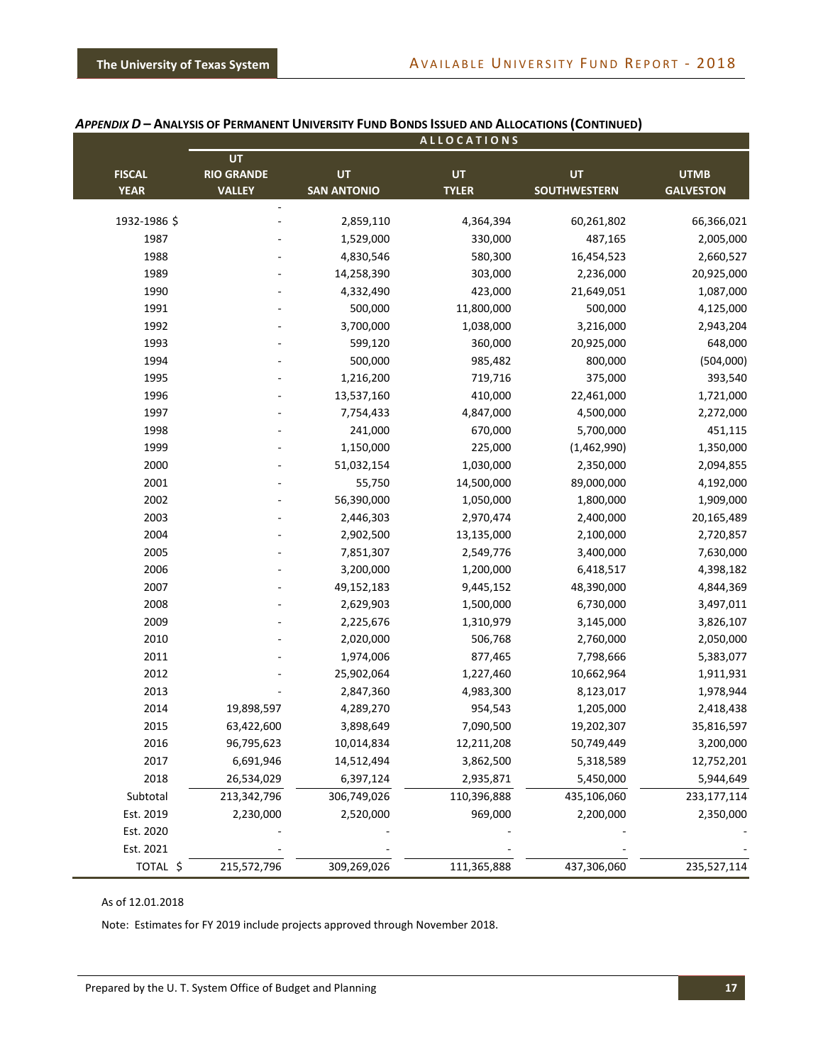### *APPENDIX D* – ANALYSIS OF PERMANENT UNIVERSITY FUND BONDS ISSUED AND ALLOCATIONS (CONTINUED)

| | ALLOCATIONS | | | | |
|---|---|---|---|---|---|
| FISCAL YEAR | UT RIO GRANDE VALLEY | UT SAN ANTONIO | UT TYLER | UT SOUTHWESTERN | UTMB GALVESTON |
| 1932-1986 $ | - | 2,859,110 | 4,364,394 | 60,261,802 | 66,366,021 |
| 1987 | - | 1,529,000 | 330,000 | 487,165 | 2,005,000 |
| 1988 | - | 4,830,546 | 580,300 | 16,454,523 | 2,660,527 |
| 1989 | - | 14,258,390 | 303,000 | 2,236,000 | 20,925,000 |
| 1990 | - | 4,332,490 | 423,000 | 21,649,051 | 1,087,000 |
| 1991 | - | 500,000 | 11,800,000 | 500,000 | 4,125,000 |
| 1992 | - | 3,700,000 | 1,038,000 | 3,216,000 | 2,943,204 |
| 1993 | - | 599,120 | 360,000 | 20,925,000 | 648,000 |
| 1994 | - | 500,000 | 985,482 | 800,000 | (504,000) |
| 1995 | - | 1,216,200 | 719,716 | 375,000 | 393,540 |
| 1996 | - | 13,537,160 | 410,000 | 22,461,000 | 1,721,000 |
| 1997 | - | 7,754,433 | 4,847,000 | 4,500,000 | 2,272,000 |
| 1998 | - | 241,000 | 670,000 | 5,700,000 | 451,115 |
| 1999 | - | 1,150,000 | 225,000 | (1,462,990) | 1,350,000 |
| 2000 | - | 51,032,154 | 1,030,000 | 2,350,000 | 2,094,855 |
| 2001 | - | 55,750 | 14,500,000 | 89,000,000 | 4,192,000 |
| 2002 | - | 56,390,000 | 1,050,000 | 1,800,000 | 1,909,000 |
| 2003 | - | 2,446,303 | 2,970,474 | 2,400,000 | 20,165,489 |
| 2004 | - | 2,902,500 | 13,135,000 | 2,100,000 | 2,720,857 |
| 2005 | - | 7,851,307 | 2,549,776 | 3,400,000 | 7,630,000 |
| 2006 | - | 3,200,000 | 1,200,000 | 6,418,517 | 4,398,182 |
| 2007 | - | 49,152,183 | 9,445,152 | 48,390,000 | 4,844,369 |
| 2008 | - | 2,629,903 | 1,500,000 | 6,730,000 | 3,497,011 |
| 2009 | - | 2,225,676 | 1,310,979 | 3,145,000 | 3,826,107 |
| 2010 | - | 2,020,000 | 506,768 | 2,760,000 | 2,050,000 |
| 2011 | - | 1,974,006 | 877,465 | 7,798,666 | 5,383,077 |
| 2012 | - | 25,902,064 | 1,227,460 | 10,662,964 | 1,911,931 |
| 2013 | - | 2,847,360 | 4,983,300 | 8,123,017 | 1,978,944 |
| 2014 | 19,898,597 | 4,289,270 | 954,543 | 1,205,000 | 2,418,438 |
| 2015 | 63,422,600 | 3,898,649 | 7,090,500 | 19,202,307 | 35,816,597 |
| 2016 | 96,795,623 | 10,014,834 | 12,211,208 | 50,749,449 | 3,200,000 |
| 2017 | 6,691,946 | 14,512,494 | 3,862,500 | 5,318,589 | 12,752,201 |
| 2018 | 26,534,029 | 6,397,124 | 2,935,871 | 5,450,000 | 5,944,649 |
| Subtotal | 213,342,796 | 306,749,026 | 110,396,888 | 435,106,060 | 233,177,114 |
| Est. 2019 | 2,230,000 | 2,520,000 | 969,000 | 2,200,000 | 2,350,000 |
| Est. 2020 | - | - | - | - | - |
| Est. 2021 | - | - | - | - | - |
| TOTAL $ | 215,572,796 | 309,269,026 | 111,365,888 | 437,306,060 | 235,527,114 |

As of 12.01.2018

Note: Estimates for FY 2019 include projects approved through November 2018.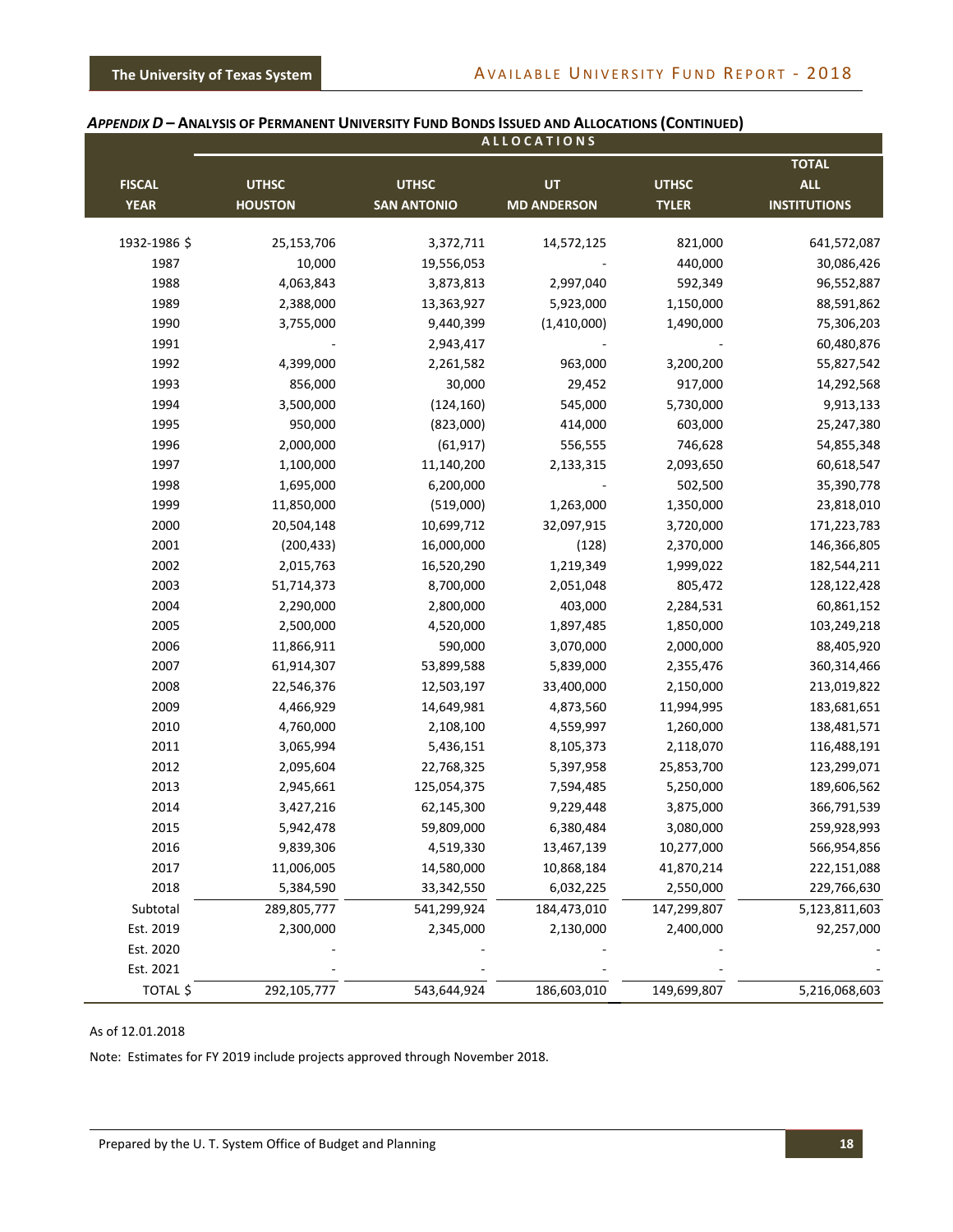## *APPENDIX D* – ANALYSIS OF PERMANENT UNIVERSITY FUND BONDS ISSUED AND ALLOCATIONS (CONTINUED)

| | ALLOCATIONS | | | | |
|---|---|---|---|---|---|
| FISCAL YEAR | UTHSC HOUSTON | UTHSC SAN ANTONIO | UT MD ANDERSON | UTHSC TYLER | TOTAL ALL INSTITUTIONS |
| 1932-1986 $ | 25,153,706 | 3,372,711 | 14,572,125 | 821,000 | 641,572,087 |
| 1987 | 10,000 | 19,556,053 | - | 440,000 | 30,086,426 |
| 1988 | 4,063,843 | 3,873,813 | 2,997,040 | 592,349 | 96,552,887 |
| 1989 | 2,388,000 | 13,363,927 | 5,923,000 | 1,150,000 | 88,591,862 |
| 1990 | 3,755,000 | 9,440,399 | (1,410,000) | 1,490,000 | 75,306,203 |
| 1991 | - | 2,943,417 | - | - | 60,480,876 |
| 1992 | 4,399,000 | 2,261,582 | 963,000 | 3,200,200 | 55,827,542 |
| 1993 | 856,000 | 30,000 | 29,452 | 917,000 | 14,292,568 |
| 1994 | 3,500,000 | (124,160) | 545,000 | 5,730,000 | 9,913,133 |
| 1995 | 950,000 | (823,000) | 414,000 | 603,000 | 25,247,380 |
| 1996 | 2,000,000 | (61,917) | 556,555 | 746,628 | 54,855,348 |
| 1997 | 1,100,000 | 11,140,200 | 2,133,315 | 2,093,650 | 60,618,547 |
| 1998 | 1,695,000 | 6,200,000 | - | 502,500 | 35,390,778 |
| 1999 | 11,850,000 | (519,000) | 1,263,000 | 1,350,000 | 23,818,010 |
| 2000 | 20,504,148 | 10,699,712 | 32,097,915 | 3,720,000 | 171,223,783 |
| 2001 | (200,433) | 16,000,000 | (128) | 2,370,000 | 146,366,805 |
| 2002 | 2,015,763 | 16,520,290 | 1,219,349 | 1,999,022 | 182,544,211 |
| 2003 | 51,714,373 | 8,700,000 | 2,051,048 | 805,472 | 128,122,428 |
| 2004 | 2,290,000 | 2,800,000 | 403,000 | 2,284,531 | 60,861,152 |
| 2005 | 2,500,000 | 4,520,000 | 1,897,485 | 1,850,000 | 103,249,218 |
| 2006 | 11,866,911 | 590,000 | 3,070,000 | 2,000,000 | 88,405,920 |
| 2007 | 61,914,307 | 53,899,588 | 5,839,000 | 2,355,476 | 360,314,466 |
| 2008 | 22,546,376 | 12,503,197 | 33,400,000 | 2,150,000 | 213,019,822 |
| 2009 | 4,466,929 | 14,649,981 | 4,873,560 | 11,994,995 | 183,681,651 |
| 2010 | 4,760,000 | 2,108,100 | 4,559,997 | 1,260,000 | 138,481,571 |
| 2011 | 3,065,994 | 5,436,151 | 8,105,373 | 2,118,070 | 116,488,191 |
| 2012 | 2,095,604 | 22,768,325 | 5,397,958 | 25,853,700 | 123,299,071 |
| 2013 | 2,945,661 | 125,054,375 | 7,594,485 | 5,250,000 | 189,606,562 |
| 2014 | 3,427,216 | 62,145,300 | 9,229,448 | 3,875,000 | 366,791,539 |
| 2015 | 5,942,478 | 59,809,000 | 6,380,484 | 3,080,000 | 259,928,993 |
| 2016 | 9,839,306 | 4,519,330 | 13,467,139 | 10,277,000 | 566,954,856 |
| 2017 | 11,006,005 | 14,580,000 | 10,868,184 | 41,870,214 | 222,151,088 |
| 2018 | 5,384,590 | 33,342,550 | 6,032,225 | 2,550,000 | 229,766,630 |
| Subtotal | 289,805,777 | 541,299,924 | 184,473,010 | 147,299,807 | 5,123,811,603 |
| Est. 2019 | 2,300,000 | 2,345,000 | 2,130,000 | 2,400,000 | 92,257,000 |
| Est. 2020 | - | - | - | - | - |
| Est. 2021 | - | - | - | - | - |
| TOTAL $ | 292,105,777 | 543,644,924 | 186,603,010 | 149,699,807 | 5,216,068,603 |

As of 12.01.2018

Note: Estimates for FY 2019 include projects approved through November 2018.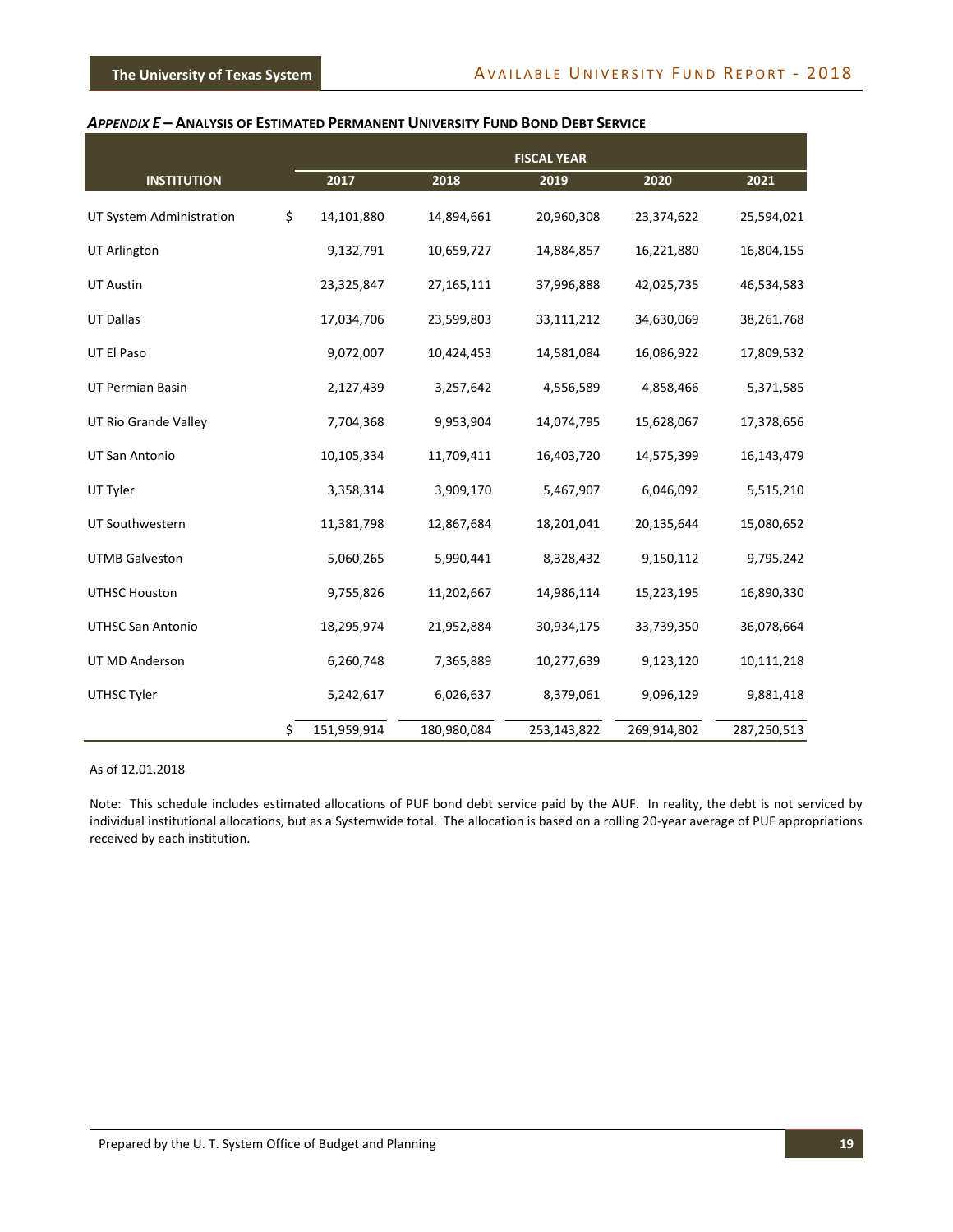### *APPENDIX E* – ANALYSIS OF ESTIMATED PERMANENT UNIVERSITY FUND BOND DEBT SERVICE

| INSTITUTION | FISCAL YEAR 2017 | 2018 | 2019 | 2020 | 2021 |
|---|---|---|---|---|---|
| UT System Administration | $ 14,101,880 | 14,894,661 | 20,960,308 | 23,374,622 | 25,594,021 |
| UT Arlington | 9,132,791 | 10,659,727 | 14,884,857 | 16,221,880 | 16,804,155 |
| UT Austin | 23,325,847 | 27,165,111 | 37,996,888 | 42,025,735 | 46,534,583 |
| UT Dallas | 17,034,706 | 23,599,803 | 33,111,212 | 34,630,069 | 38,261,768 |
| UT El Paso | 9,072,007 | 10,424,453 | 14,581,084 | 16,086,922 | 17,809,532 |
| UT Permian Basin | 2,127,439 | 3,257,642 | 4,556,589 | 4,858,466 | 5,371,585 |
| UT Rio Grande Valley | 7,704,368 | 9,953,904 | 14,074,795 | 15,628,067 | 17,378,656 |
| UT San Antonio | 10,105,334 | 11,709,411 | 16,403,720 | 14,575,399 | 16,143,479 |
| UT Tyler | 3,358,314 | 3,909,170 | 5,467,907 | 6,046,092 | 5,515,210 |
| UT Southwestern | 11,381,798 | 12,867,684 | 18,201,041 | 20,135,644 | 15,080,652 |
| UTMB Galveston | 5,060,265 | 5,990,441 | 8,328,432 | 9,150,112 | 9,795,242 |
| UTHSC Houston | 9,755,826 | 11,202,667 | 14,986,114 | 15,223,195 | 16,890,330 |
| UTHSC San Antonio | 18,295,974 | 21,952,884 | 30,934,175 | 33,739,350 | 36,078,664 |
| UT MD Anderson | 6,260,748 | 7,365,889 | 10,277,639 | 9,123,120 | 10,111,218 |
| UTHSC Tyler | 5,242,617 | 6,026,637 | 8,379,061 | 9,096,129 | 9,881,418 |
| | $ 151,959,914 | 180,980,084 | 253,143,822 | 269,914,802 | 287,250,513 |

As of 12.01.2018

Note: This schedule includes estimated allocations of PUF bond debt service paid by the AUF. In reality, the debt is not serviced by individual institutional allocations, but as a Systemwide total. The allocation is based on a rolling 20-year average of PUF appropriations received by each institution.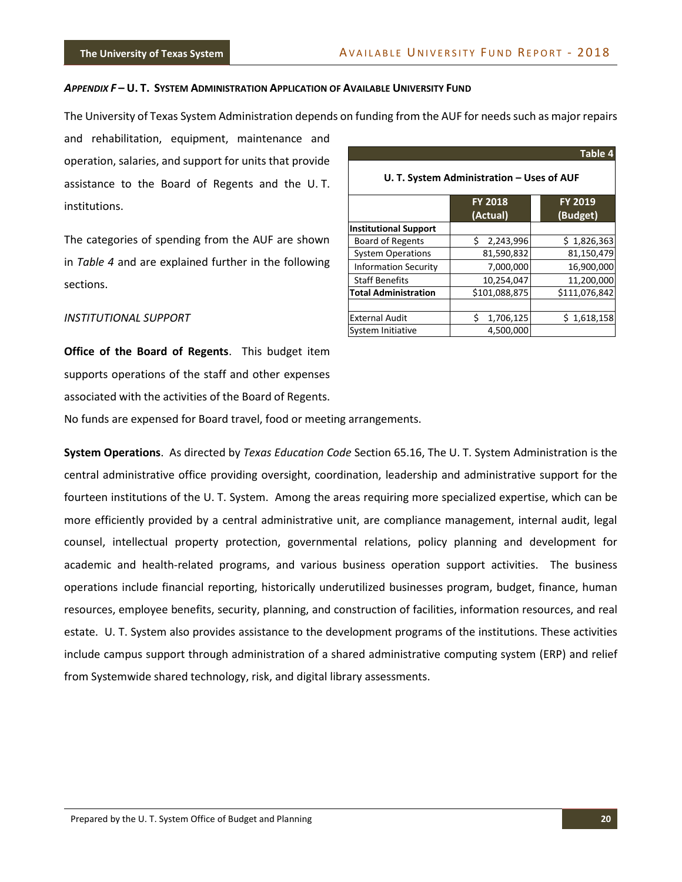### *APPENDIX F* – U. T. SYSTEM ADMINISTRATION APPLICATION OF AVAILABLE UNIVERSITY FUND

The University of Texas System Administration depends on funding from the AUF for needs such as major repairs and rehabilitation, equipment, maintenance and operation, salaries, and support for units that provide assistance to the Board of Regents and the U. T. institutions.

The categories of spending from the AUF are shown in *Table 4* and are explained further in the following sections.

**Table 4**

**U. T. System Administration – Uses of AUF**

| | FY 2018 (Actual) | FY 2019 (Budget) |
|---|---|---|
| **Institutional Support** | | |
| Board of Regents | $ 2,243,996 | $ 1,826,363 |
| System Operations | 81,590,832 | 81,150,479 |
| Information Security | 7,000,000 | 16,900,000 |
| Staff Benefits | 10,254,047 | 11,200,000 |
| **Total Administration** | $101,088,875 | $111,076,842 |
| | | |
| External Audit | $ 1,706,125 | $ 1,618,158 |
| System Initiative | 4,500,000 | |

*INSTITUTIONAL SUPPORT*

**Office of the Board of Regents**. This budget item supports operations of the staff and other expenses associated with the activities of the Board of Regents. No funds are expensed for Board travel, food or meeting arrangements.

**System Operations**. As directed by *Texas Education Code* Section 65.16, The U. T. System Administration is the central administrative office providing oversight, coordination, leadership and administrative support for the fourteen institutions of the U. T. System. Among the areas requiring more specialized expertise, which can be more efficiently provided by a central administrative unit, are compliance management, internal audit, legal counsel, intellectual property protection, governmental relations, policy planning and development for academic and health-related programs, and various business operation support activities. The business operations include financial reporting, historically underutilized businesses program, budget, finance, human resources, employee benefits, security, planning, and construction of facilities, information resources, and real estate. U. T. System also provides assistance to the development programs of the institutions. These activities include campus support through administration of a shared administrative computing system (ERP) and relief from Systemwide shared technology, risk, and digital library assessments.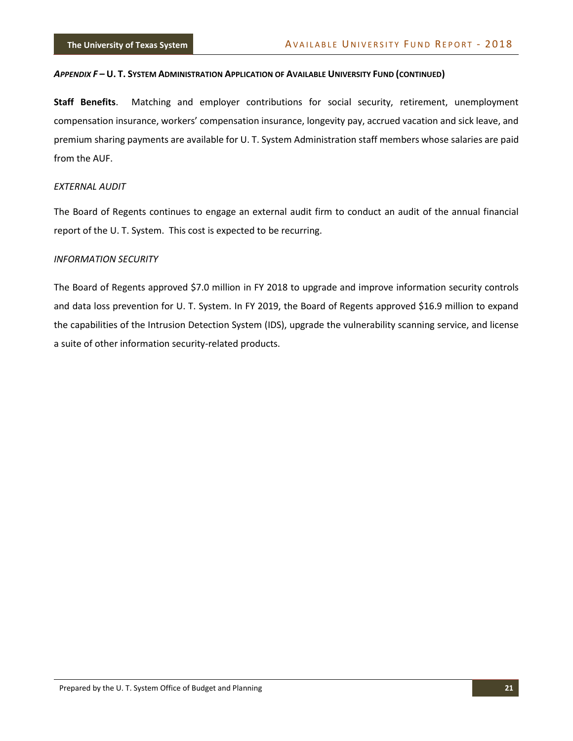***Appendix F* – U. T. System Administration Application of Available University Fund (continued)**

**Staff Benefits**. Matching and employer contributions for social security, retirement, unemployment compensation insurance, workers' compensation insurance, longevity pay, accrued vacation and sick leave, and premium sharing payments are available for U. T. System Administration staff members whose salaries are paid from the AUF.

*EXTERNAL AUDIT*

The Board of Regents continues to engage an external audit firm to conduct an audit of the annual financial report of the U. T. System. This cost is expected to be recurring.

*INFORMATION SECURITY*

The Board of Regents approved $7.0 million in FY 2018 to upgrade and improve information security controls and data loss prevention for U. T. System. In FY 2019, the Board of Regents approved $16.9 million to expand the capabilities of the Intrusion Detection System (IDS), upgrade the vulnerability scanning service, and license a suite of other information security-related products.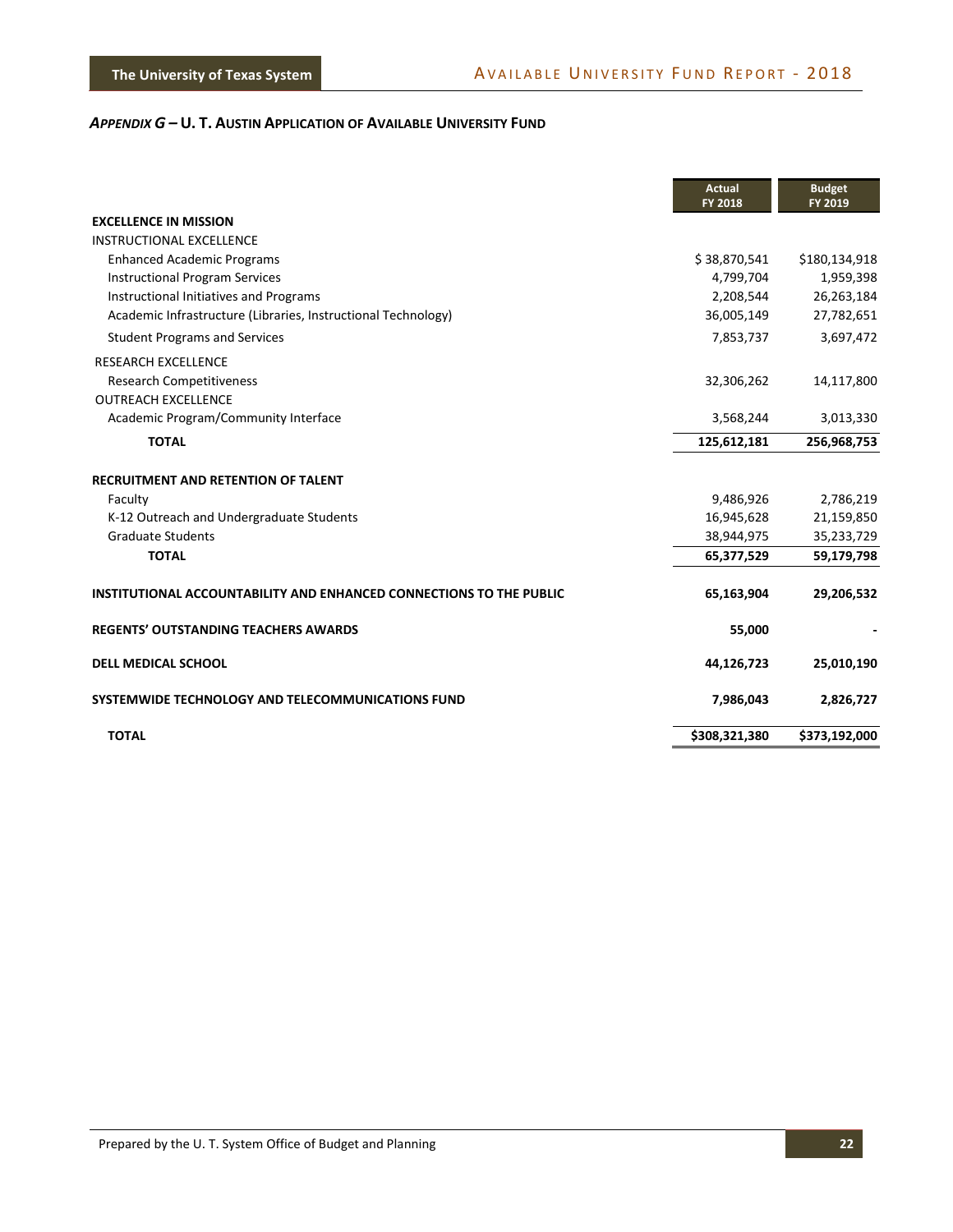## *APPENDIX G* – U. T. AUSTIN APPLICATION OF AVAILABLE UNIVERSITY FUND

| | Actual FY 2018 | Budget FY 2019 |
|---|---|---|
| **EXCELLENCE IN MISSION** | | |
| INSTRUCTIONAL EXCELLENCE | | |
| Enhanced Academic Programs | $ 38,870,541 | $180,134,918 |
| Instructional Program Services | 4,799,704 | 1,959,398 |
| Instructional Initiatives and Programs | 2,208,544 | 26,263,184 |
| Academic Infrastructure (Libraries, Instructional Technology) | 36,005,149 | 27,782,651 |
| Student Programs and Services | 7,853,737 | 3,697,472 |
| RESEARCH EXCELLENCE | | |
| Research Competitiveness | 32,306,262 | 14,117,800 |
| OUTREACH EXCELLENCE | | |
| Academic Program/Community Interface | 3,568,244 | 3,013,330 |
| **TOTAL** | **125,612,181** | **256,968,753** |
| **RECRUITMENT AND RETENTION OF TALENT** | | |
| Faculty | 9,486,926 | 2,786,219 |
| K-12 Outreach and Undergraduate Students | 16,945,628 | 21,159,850 |
| Graduate Students | 38,944,975 | 35,233,729 |
| **TOTAL** | **65,377,529** | **59,179,798** |
| **INSTITUTIONAL ACCOUNTABILITY AND ENHANCED CONNECTIONS TO THE PUBLIC** | **65,163,904** | **29,206,532** |
| **REGENTS' OUTSTANDING TEACHERS AWARDS** | **55,000** | **-** |
| **DELL MEDICAL SCHOOL** | **44,126,723** | **25,010,190** |
| **SYSTEMWIDE TECHNOLOGY AND TELECOMMUNICATIONS FUND** | **7,986,043** | **2,826,727** |
| **TOTAL** | **$308,321,380** | **$373,192,000** |

Prepared by the U. T. System Office of Budget and Planning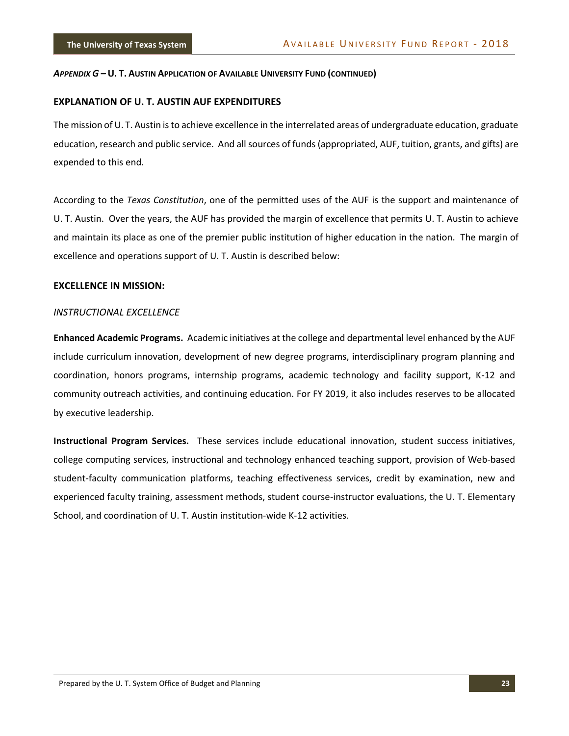***APPENDIX G* – U. T. AUSTIN APPLICATION OF AVAILABLE UNIVERSITY FUND (CONTINUED)**

## EXPLANATION OF U. T. AUSTIN AUF EXPENDITURES

The mission of U. T. Austin is to achieve excellence in the interrelated areas of undergraduate education, graduate education, research and public service. And all sources of funds (appropriated, AUF, tuition, grants, and gifts) are expended to this end.

According to the *Texas Constitution*, one of the permitted uses of the AUF is the support and maintenance of U. T. Austin. Over the years, the AUF has provided the margin of excellence that permits U. T. Austin to achieve and maintain its place as one of the premier public institution of higher education in the nation. The margin of excellence and operations support of U. T. Austin is described below:

## EXCELLENCE IN MISSION:

### *INSTRUCTIONAL EXCELLENCE*

**Enhanced Academic Programs.** Academic initiatives at the college and departmental level enhanced by the AUF include curriculum innovation, development of new degree programs, interdisciplinary program planning and coordination, honors programs, internship programs, academic technology and facility support, K-12 and community outreach activities, and continuing education. For FY 2019, it also includes reserves to be allocated by executive leadership.

**Instructional Program Services.** These services include educational innovation, student success initiatives, college computing services, instructional and technology enhanced teaching support, provision of Web-based student-faculty communication platforms, teaching effectiveness services, credit by examination, new and experienced faculty training, assessment methods, student course-instructor evaluations, the U. T. Elementary School, and coordination of U. T. Austin institution-wide K-12 activities.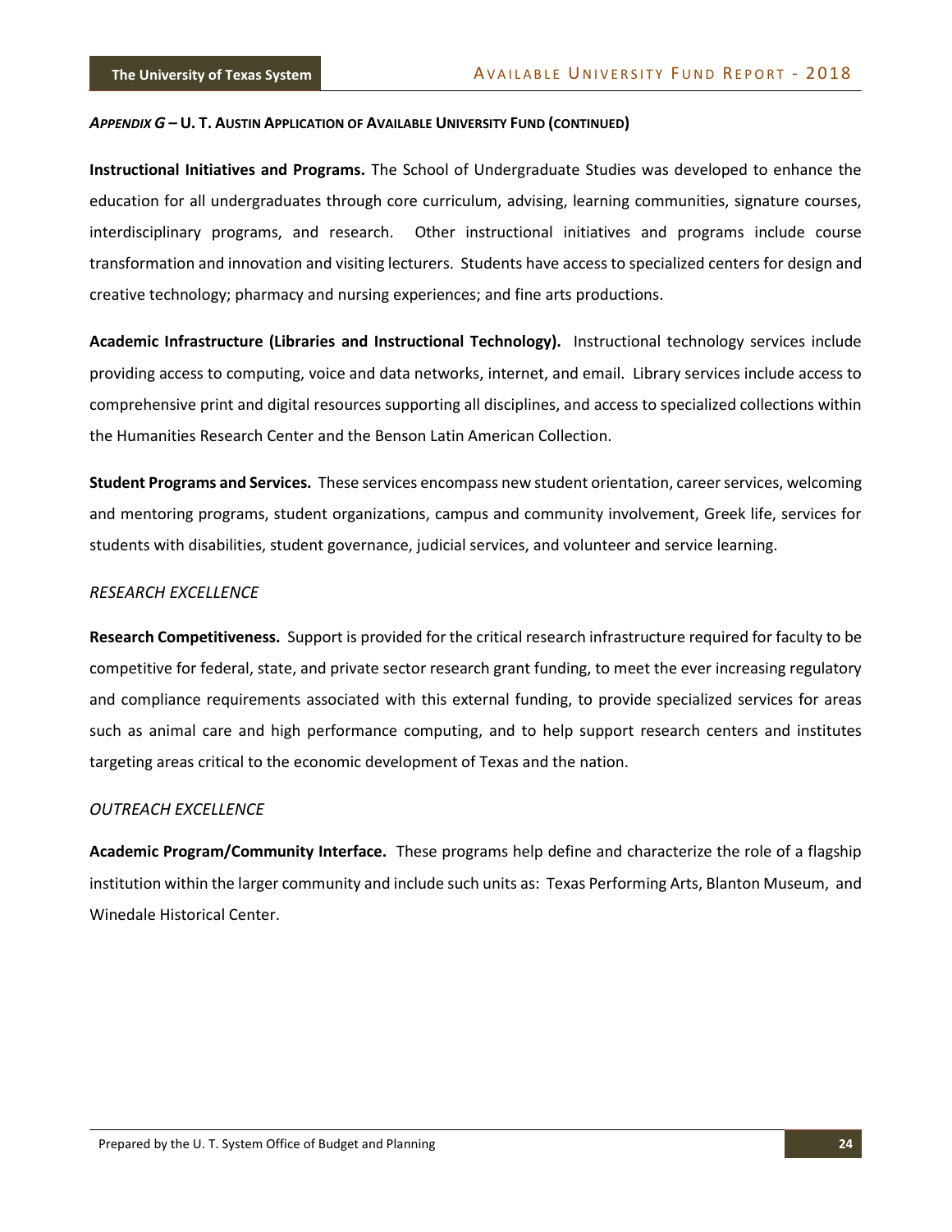***APPENDIX G* – U. T. AUSTIN APPLICATION OF AVAILABLE UNIVERSITY FUND (CONTINUED)**

**Instructional Initiatives and Programs.** The School of Undergraduate Studies was developed to enhance the education for all undergraduates through core curriculum, advising, learning communities, signature courses, interdisciplinary programs, and research. Other instructional initiatives and programs include course transformation and innovation and visiting lecturers. Students have access to specialized centers for design and creative technology; pharmacy and nursing experiences; and fine arts productions.

**Academic Infrastructure (Libraries and Instructional Technology).** Instructional technology services include providing access to computing, voice and data networks, internet, and email. Library services include access to comprehensive print and digital resources supporting all disciplines, and access to specialized collections within the Humanities Research Center and the Benson Latin American Collection.

**Student Programs and Services.** These services encompass new student orientation, career services, welcoming and mentoring programs, student organizations, campus and community involvement, Greek life, services for students with disabilities, student governance, judicial services, and volunteer and service learning.

*RESEARCH EXCELLENCE*

**Research Competitiveness.** Support is provided for the critical research infrastructure required for faculty to be competitive for federal, state, and private sector research grant funding, to meet the ever increasing regulatory and compliance requirements associated with this external funding, to provide specialized services for areas such as animal care and high performance computing, and to help support research centers and institutes targeting areas critical to the economic development of Texas and the nation.

*OUTREACH EXCELLENCE*

**Academic Program/Community Interface.** These programs help define and characterize the role of a flagship institution within the larger community and include such units as: Texas Performing Arts, Blanton Museum, and Winedale Historical Center.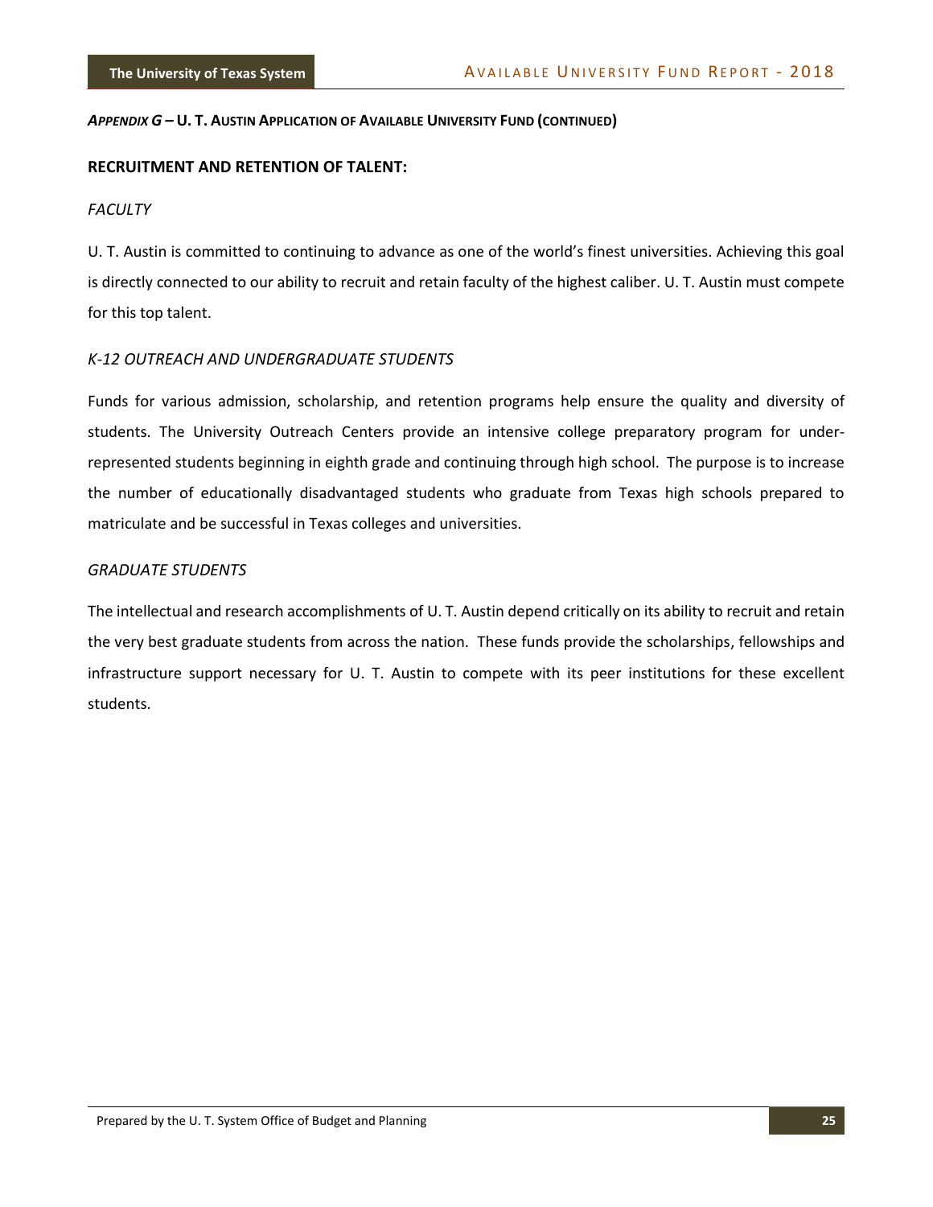***Appendix G* – U. T. Austin Application of Available University Fund (continued)**

## RECRUITMENT AND RETENTION OF TALENT:

### *FACULTY*

U. T. Austin is committed to continuing to advance as one of the world's finest universities. Achieving this goal is directly connected to our ability to recruit and retain faculty of the highest caliber. U. T. Austin must compete for this top talent.

### *K-12 OUTREACH AND UNDERGRADUATE STUDENTS*

Funds for various admission, scholarship, and retention programs help ensure the quality and diversity of students. The University Outreach Centers provide an intensive college preparatory program for under-represented students beginning in eighth grade and continuing through high school. The purpose is to increase the number of educationally disadvantaged students who graduate from Texas high schools prepared to matriculate and be successful in Texas colleges and universities.

### *GRADUATE STUDENTS*

The intellectual and research accomplishments of U. T. Austin depend critically on its ability to recruit and retain the very best graduate students from across the nation. These funds provide the scholarships, fellowships and infrastructure support necessary for U. T. Austin to compete with its peer institutions for these excellent students.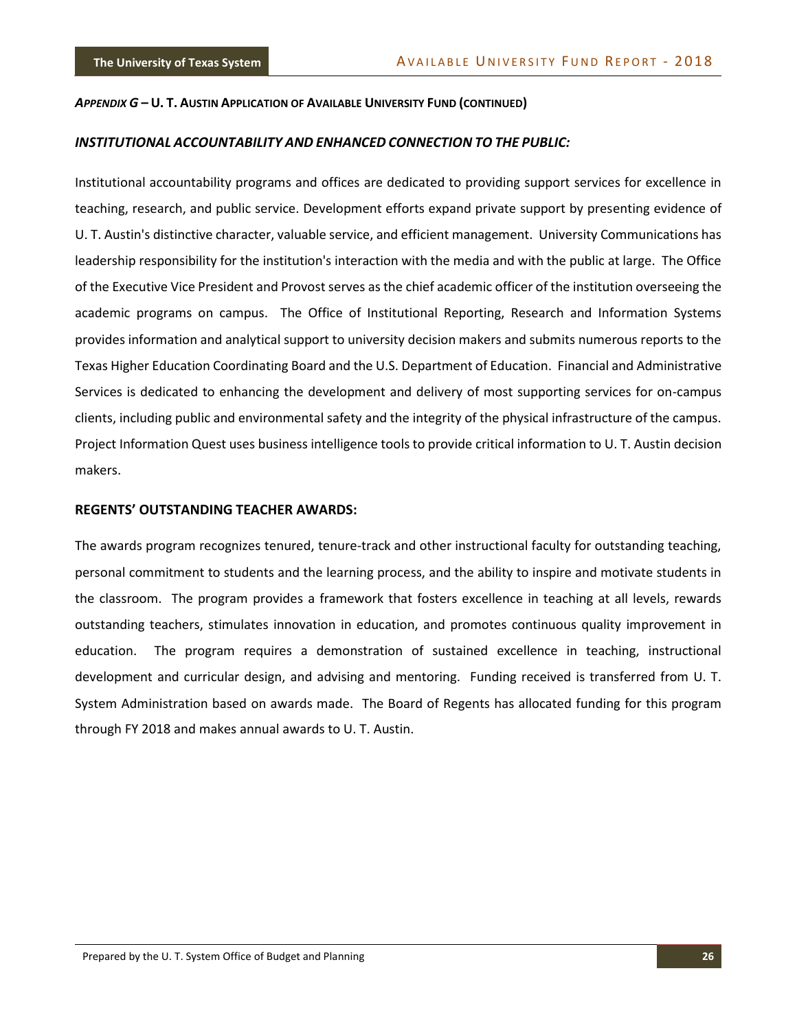***APPENDIX G* – U. T. AUSTIN APPLICATION OF AVAILABLE UNIVERSITY FUND (CONTINUED)**

### *INSTITUTIONAL ACCOUNTABILITY AND ENHANCED CONNECTION TO THE PUBLIC:*

Institutional accountability programs and offices are dedicated to providing support services for excellence in teaching, research, and public service. Development efforts expand private support by presenting evidence of U. T. Austin's distinctive character, valuable service, and efficient management. University Communications has leadership responsibility for the institution's interaction with the media and with the public at large. The Office of the Executive Vice President and Provost serves as the chief academic officer of the institution overseeing the academic programs on campus. The Office of Institutional Reporting, Research and Information Systems provides information and analytical support to university decision makers and submits numerous reports to the Texas Higher Education Coordinating Board and the U.S. Department of Education. Financial and Administrative Services is dedicated to enhancing the development and delivery of most supporting services for on-campus clients, including public and environmental safety and the integrity of the physical infrastructure of the campus. Project Information Quest uses business intelligence tools to provide critical information to U. T. Austin decision makers.

### REGENTS' OUTSTANDING TEACHER AWARDS:

The awards program recognizes tenured, tenure-track and other instructional faculty for outstanding teaching, personal commitment to students and the learning process, and the ability to inspire and motivate students in the classroom. The program provides a framework that fosters excellence in teaching at all levels, rewards outstanding teachers, stimulates innovation in education, and promotes continuous quality improvement in education. The program requires a demonstration of sustained excellence in teaching, instructional development and curricular design, and advising and mentoring. Funding received is transferred from U. T. System Administration based on awards made. The Board of Regents has allocated funding for this program through FY 2018 and makes annual awards to U. T. Austin.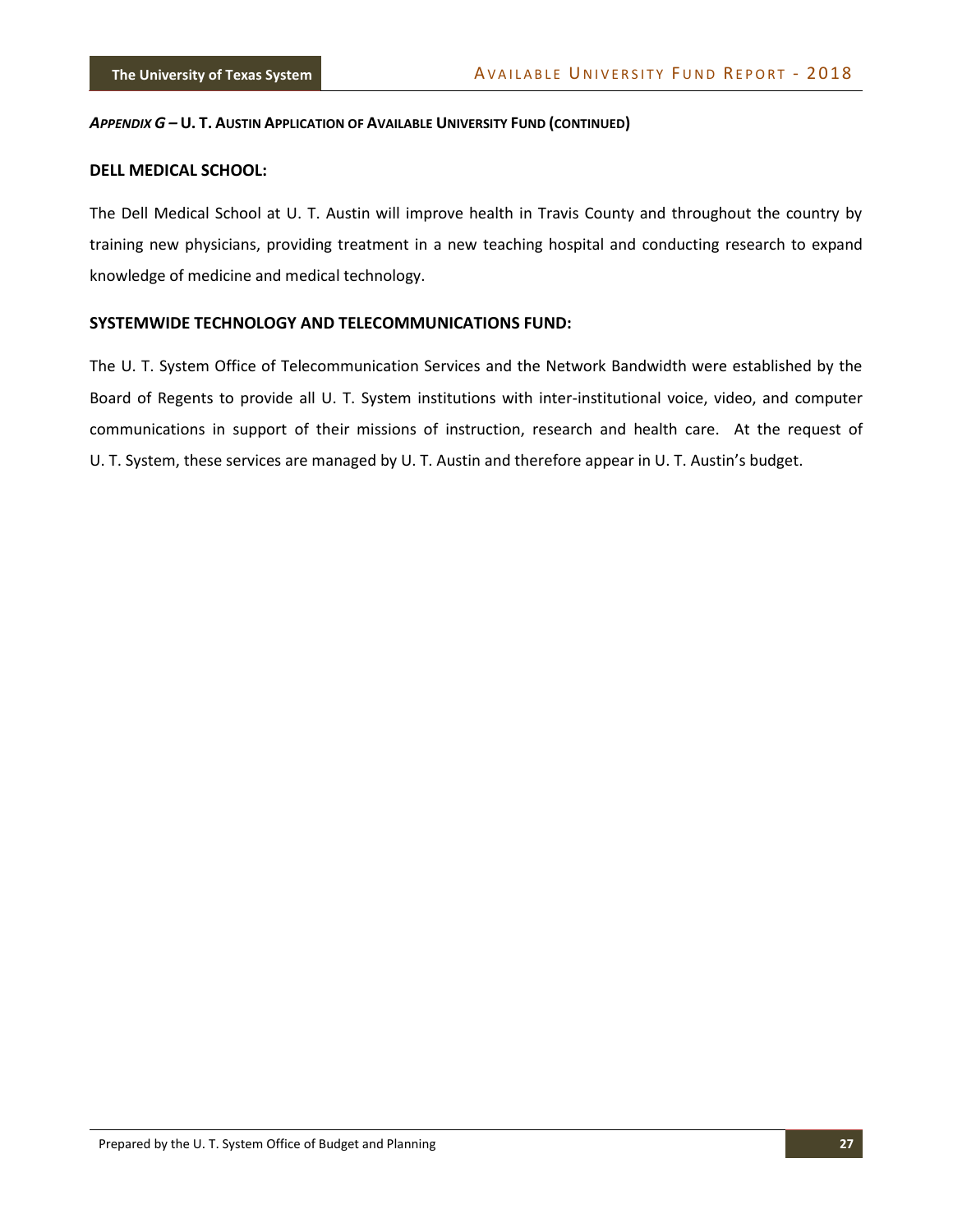***Appendix G*** **– U. T. Austin Application of Available University Fund (continued)**

**DELL MEDICAL SCHOOL:**

The Dell Medical School at U. T. Austin will improve health in Travis County and throughout the country by training new physicians, providing treatment in a new teaching hospital and conducting research to expand knowledge of medicine and medical technology.

**SYSTEMWIDE TECHNOLOGY AND TELECOMMUNICATIONS FUND:**

The U. T. System Office of Telecommunication Services and the Network Bandwidth were established by the Board of Regents to provide all U. T. System institutions with inter-institutional voice, video, and computer communications in support of their missions of instruction, research and health care. At the request of U. T. System, these services are managed by U. T. Austin and therefore appear in U. T. Austin's budget.